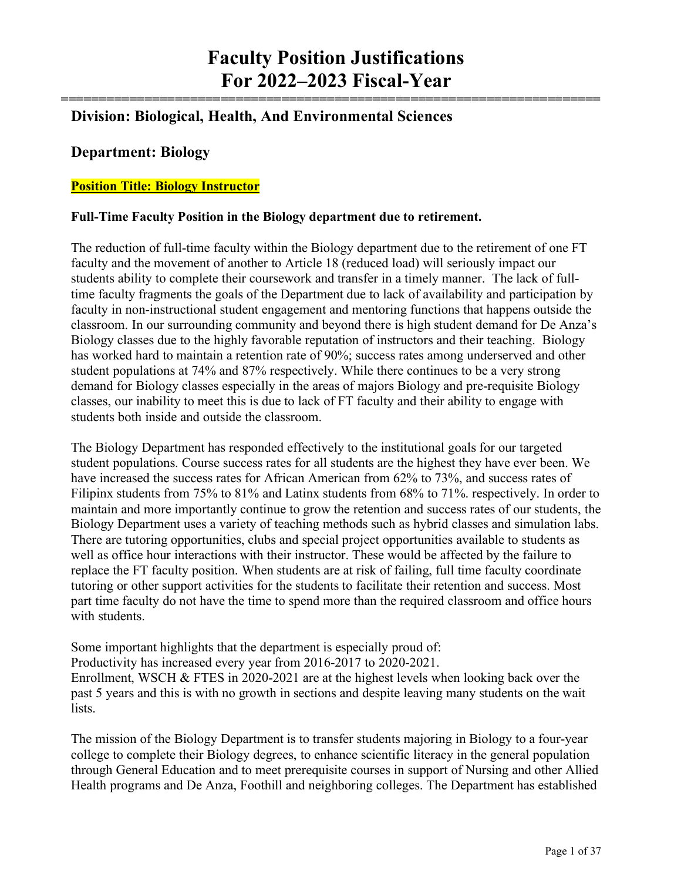# Faculty Position Justifications
# For 2022–2023 Fiscal-Year

## Division: Biological, Health, And Environmental Sciences

## Department: Biology

**Position Title: Biology Instructor**

**Full-Time Faculty Position in the Biology department due to retirement.**

The reduction of full-time faculty within the Biology department due to the retirement of one FT faculty and the movement of another to Article 18 (reduced load) will seriously impact our students ability to complete their coursework and transfer in a timely manner. The lack of full-time faculty fragments the goals of the Department due to lack of availability and participation by faculty in non-instructional student engagement and mentoring functions that happens outside the classroom. In our surrounding community and beyond there is high student demand for De Anza's Biology classes due to the highly favorable reputation of instructors and their teaching. Biology has worked hard to maintain a retention rate of 90%; success rates among underserved and other student populations at 74% and 87% respectively. While there continues to be a very strong demand for Biology classes especially in the areas of majors Biology and pre-requisite Biology classes, our inability to meet this is due to lack of FT faculty and their ability to engage with students both inside and outside the classroom.

The Biology Department has responded effectively to the institutional goals for our targeted student populations. Course success rates for all students are the highest they have ever been. We have increased the success rates for African American from 62% to 73%, and success rates of Filipinx students from 75% to 81% and Latinx students from 68% to 71%. respectively. In order to maintain and more importantly continue to grow the retention and success rates of our students, the Biology Department uses a variety of teaching methods such as hybrid classes and simulation labs. There are tutoring opportunities, clubs and special project opportunities available to students as well as office hour interactions with their instructor. These would be affected by the failure to replace the FT faculty position. When students are at risk of failing, full time faculty coordinate tutoring or other support activities for the students to facilitate their retention and success. Most part time faculty do not have the time to spend more than the required classroom and office hours with students.

Some important highlights that the department is especially proud of:
Productivity has increased every year from 2016-2017 to 2020-2021.
Enrollment, WSCH & FTES in 2020-2021 are at the highest levels when looking back over the past 5 years and this is with no growth in sections and despite leaving many students on the wait lists.

The mission of the Biology Department is to transfer students majoring in Biology to a four-year college to complete their Biology degrees, to enhance scientific literacy in the general population through General Education and to meet prerequisite courses in support of Nursing and other Allied Health programs and De Anza, Foothill and neighboring colleges. The Department has established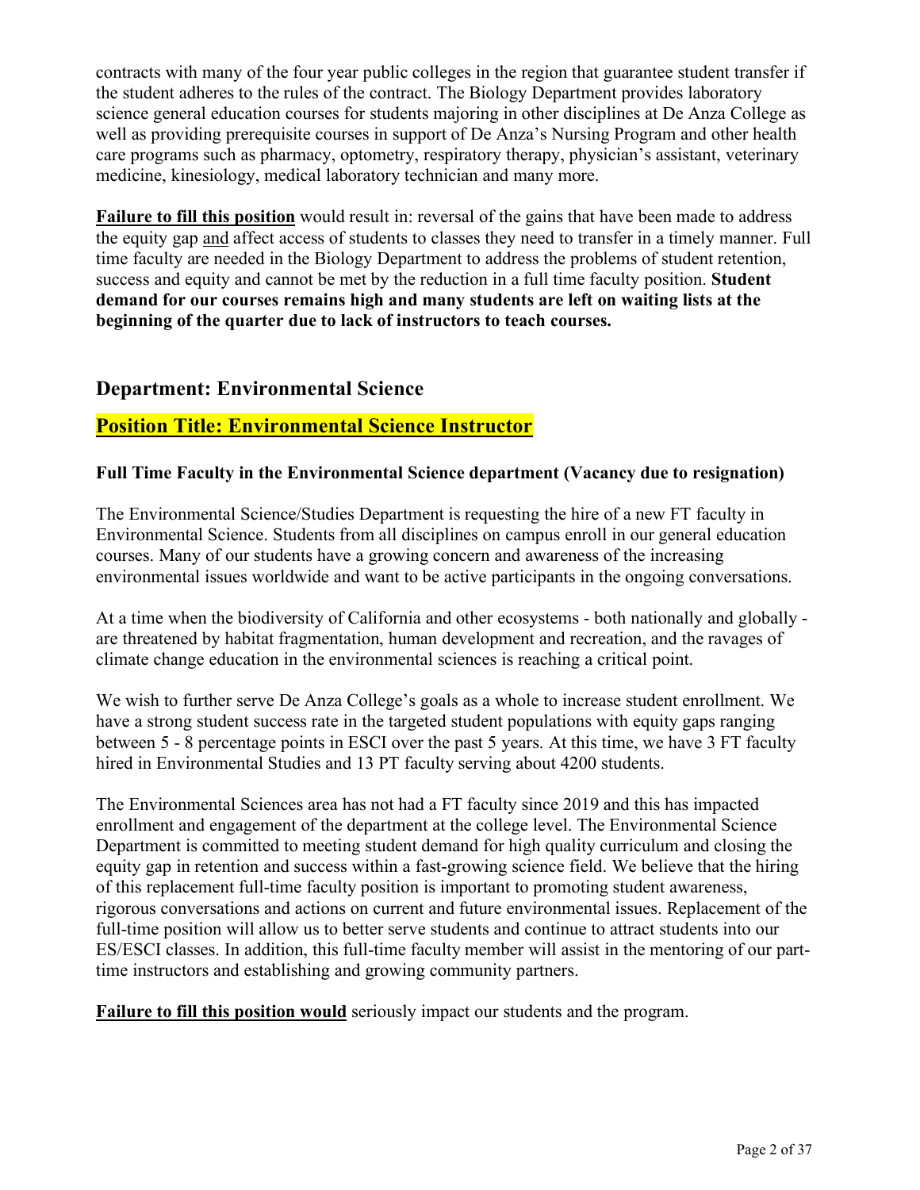contracts with many of the four year public colleges in the region that guarantee student transfer if the student adheres to the rules of the contract. The Biology Department provides laboratory science general education courses for students majoring in other disciplines at De Anza College as well as providing prerequisite courses in support of De Anza's Nursing Program and other health care programs such as pharmacy, optometry, respiratory therapy, physician's assistant, veterinary medicine, kinesiology, medical laboratory technician and many more.

**Failure to fill this position** would result in: reversal of the gains that have been made to address the equity gap and affect access of students to classes they need to transfer in a timely manner. Full time faculty are needed in the Biology Department to address the problems of student retention, success and equity and cannot be met by the reduction in a full time faculty position. **Student demand for our courses remains high and many students are left on waiting lists at the beginning of the quarter due to lack of instructors to teach courses.**

## Department: Environmental Science

## Position Title: Environmental Science Instructor

**Full Time Faculty in the Environmental Science department (Vacancy due to resignation)**

The Environmental Science/Studies Department is requesting the hire of a new FT faculty in Environmental Science. Students from all disciplines on campus enroll in our general education courses. Many of our students have a growing concern and awareness of the increasing environmental issues worldwide and want to be active participants in the ongoing conversations.

At a time when the biodiversity of California and other ecosystems - both nationally and globally - are threatened by habitat fragmentation, human development and recreation, and the ravages of climate change education in the environmental sciences is reaching a critical point.

We wish to further serve De Anza College's goals as a whole to increase student enrollment. We have a strong student success rate in the targeted student populations with equity gaps ranging between 5 - 8 percentage points in ESCI over the past 5 years. At this time, we have 3 FT faculty hired in Environmental Studies and 13 PT faculty serving about 4200 students.

The Environmental Sciences area has not had a FT faculty since 2019 and this has impacted enrollment and engagement of the department at the college level. The Environmental Science Department is committed to meeting student demand for high quality curriculum and closing the equity gap in retention and success within a fast-growing science field. We believe that the hiring of this replacement full-time faculty position is important to promoting student awareness, rigorous conversations and actions on current and future environmental issues. Replacement of the full-time position will allow us to better serve students and continue to attract students into our ES/ESCI classes. In addition, this full-time faculty member will assist in the mentoring of our part-time instructors and establishing and growing community partners.

**Failure to fill this position would** seriously impact our students and the program.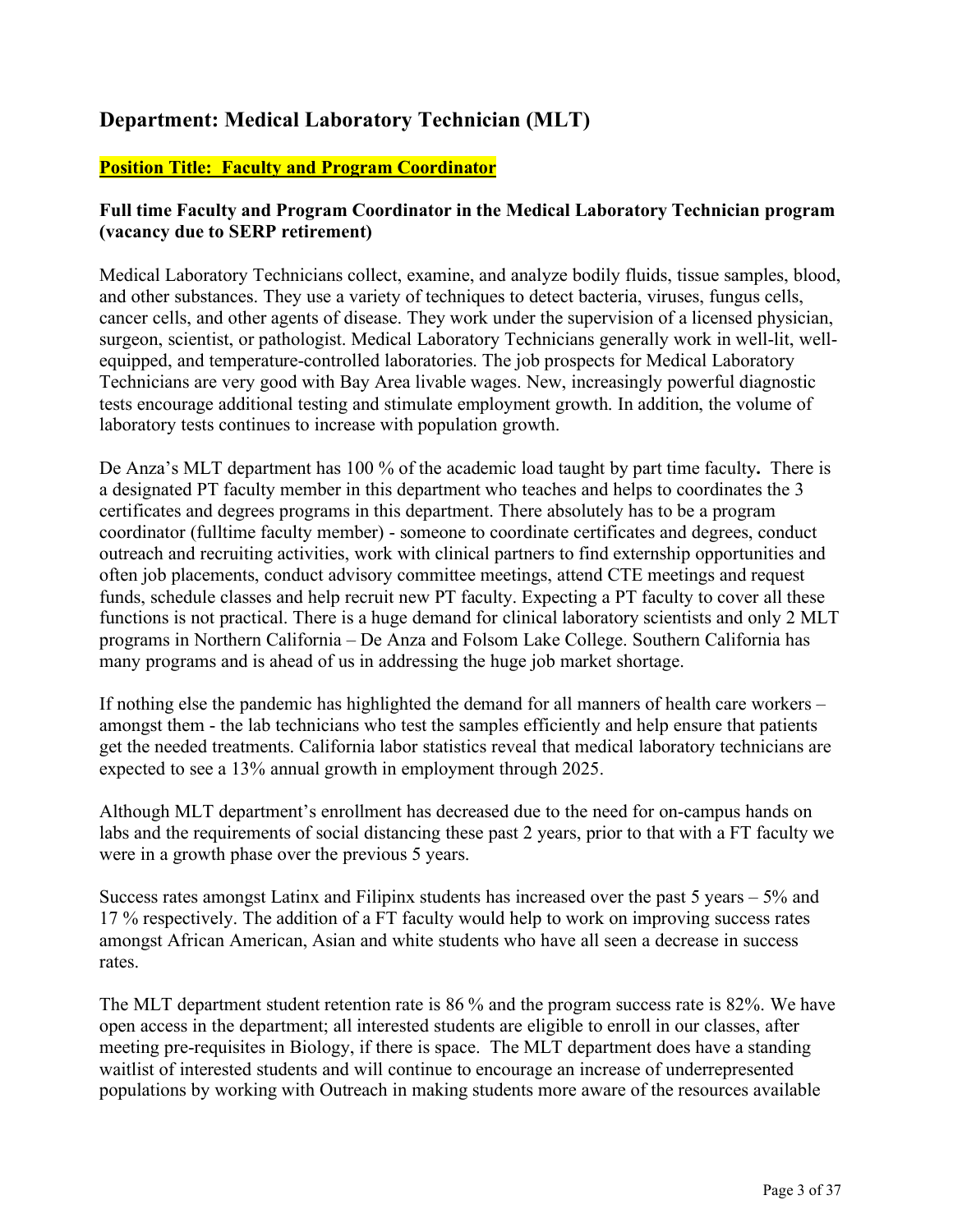## Department: Medical Laboratory Technician (MLT)

**Position Title: Faculty and Program Coordinator**

### Full time Faculty and Program Coordinator in the Medical Laboratory Technician program (vacancy due to SERP retirement)

Medical Laboratory Technicians collect, examine, and analyze bodily fluids, tissue samples, blood, and other substances. They use a variety of techniques to detect bacteria, viruses, fungus cells, cancer cells, and other agents of disease. They work under the supervision of a licensed physician, surgeon, scientist, or pathologist. Medical Laboratory Technicians generally work in well-lit, well-equipped, and temperature-controlled laboratories. The job prospects for Medical Laboratory Technicians are very good with Bay Area livable wages. New, increasingly powerful diagnostic tests encourage additional testing and stimulate employment growth. In addition, the volume of laboratory tests continues to increase with population growth.

De Anza's MLT department has 100 % of the academic load taught by part time faculty**.** There is a designated PT faculty member in this department who teaches and helps to coordinates the 3 certificates and degrees programs in this department. There absolutely has to be a program coordinator (fulltime faculty member) - someone to coordinate certificates and degrees, conduct outreach and recruiting activities, work with clinical partners to find externship opportunities and often job placements, conduct advisory committee meetings, attend CTE meetings and request funds, schedule classes and help recruit new PT faculty. Expecting a PT faculty to cover all these functions is not practical. There is a huge demand for clinical laboratory scientists and only 2 MLT programs in Northern California – De Anza and Folsom Lake College. Southern California has many programs and is ahead of us in addressing the huge job market shortage.

If nothing else the pandemic has highlighted the demand for all manners of health care workers – amongst them - the lab technicians who test the samples efficiently and help ensure that patients get the needed treatments. California labor statistics reveal that medical laboratory technicians are expected to see a 13% annual growth in employment through 2025.

Although MLT department's enrollment has decreased due to the need for on-campus hands on labs and the requirements of social distancing these past 2 years, prior to that with a FT faculty we were in a growth phase over the previous 5 years.

Success rates amongst Latinx and Filipinx students has increased over the past 5 years – 5% and 17 % respectively. The addition of a FT faculty would help to work on improving success rates amongst African American, Asian and white students who have all seen a decrease in success rates.

The MLT department student retention rate is 86 % and the program success rate is 82%. We have open access in the department; all interested students are eligible to enroll in our classes, after meeting pre-requisites in Biology, if there is space. The MLT department does have a standing waitlist of interested students and will continue to encourage an increase of underrepresented populations by working with Outreach in making students more aware of the resources available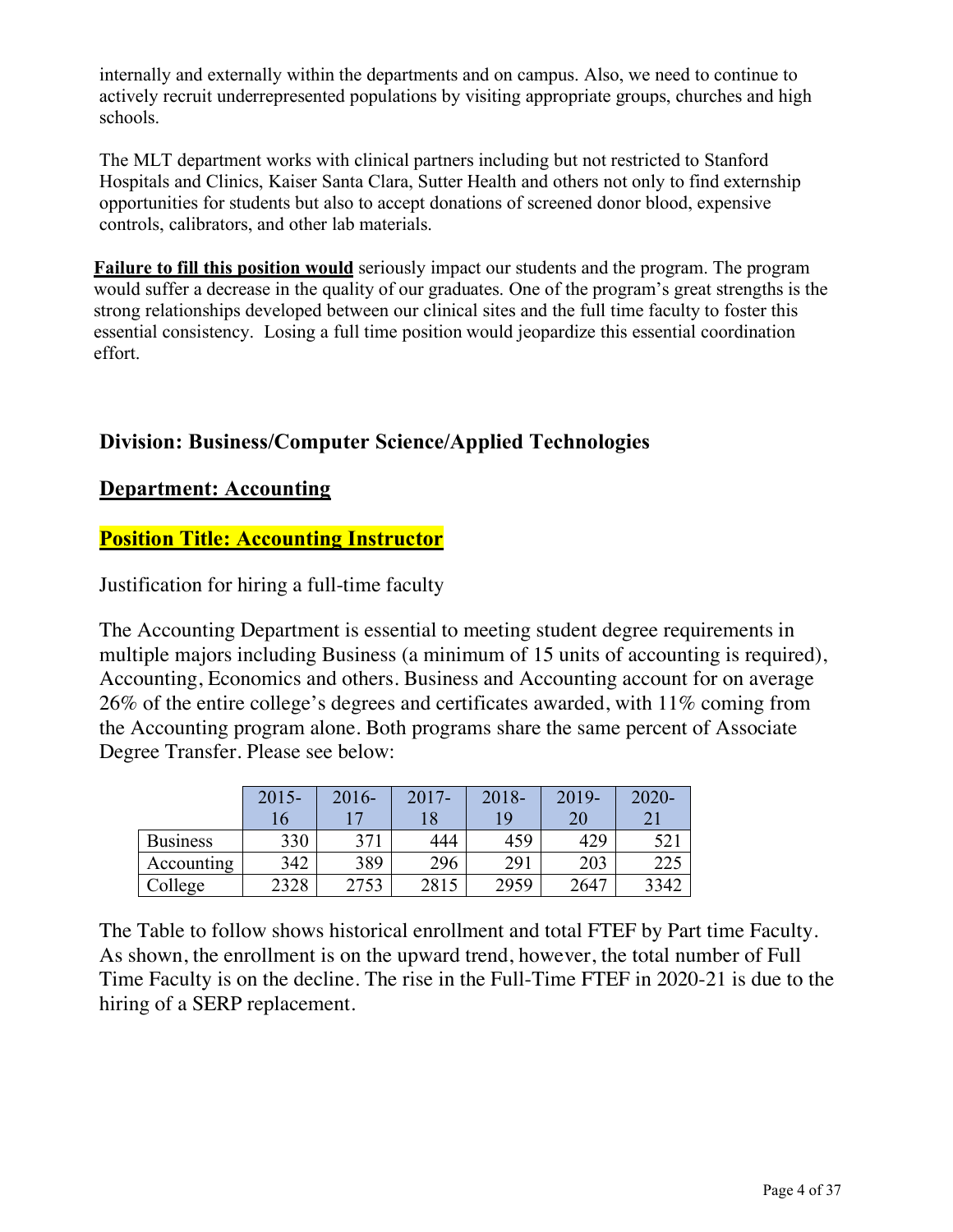internally and externally within the departments and on campus. Also, we need to continue to actively recruit underrepresented populations by visiting appropriate groups, churches and high schools.

The MLT department works with clinical partners including but not restricted to Stanford Hospitals and Clinics, Kaiser Santa Clara, Sutter Health and others not only to find externship opportunities for students but also to accept donations of screened donor blood, expensive controls, calibrators, and other lab materials.

**Failure to fill this position would** seriously impact our students and the program. The program would suffer a decrease in the quality of our graduates. One of the program's great strengths is the strong relationships developed between our clinical sites and the full time faculty to foster this essential consistency. Losing a full time position would jeopardize this essential coordination effort.

## Division: Business/Computer Science/Applied Technologies

### Department: Accounting

### Position Title: Accounting Instructor

Justification for hiring a full-time faculty

The Accounting Department is essential to meeting student degree requirements in multiple majors including Business (a minimum of 15 units of accounting is required), Accounting, Economics and others. Business and Accounting account for on average 26% of the entire college's degrees and certificates awarded, with 11% coming from the Accounting program alone. Both programs share the same percent of Associate Degree Transfer. Please see below:

| | 2015-16 | 2016-17 | 2017-18 | 2018-19 | 2019-20 | 2020-21 |
|---|---|---|---|---|---|---|
| Business | 330 | 371 | 444 | 459 | 429 | 521 |
| Accounting | 342 | 389 | 296 | 291 | 203 | 225 |
| College | 2328 | 2753 | 2815 | 2959 | 2647 | 3342 |

The Table to follow shows historical enrollment and total FTEF by Part time Faculty. As shown, the enrollment is on the upward trend, however, the total number of Full Time Faculty is on the decline. The rise in the Full-Time FTEF in 2020-21 is due to the hiring of a SERP replacement.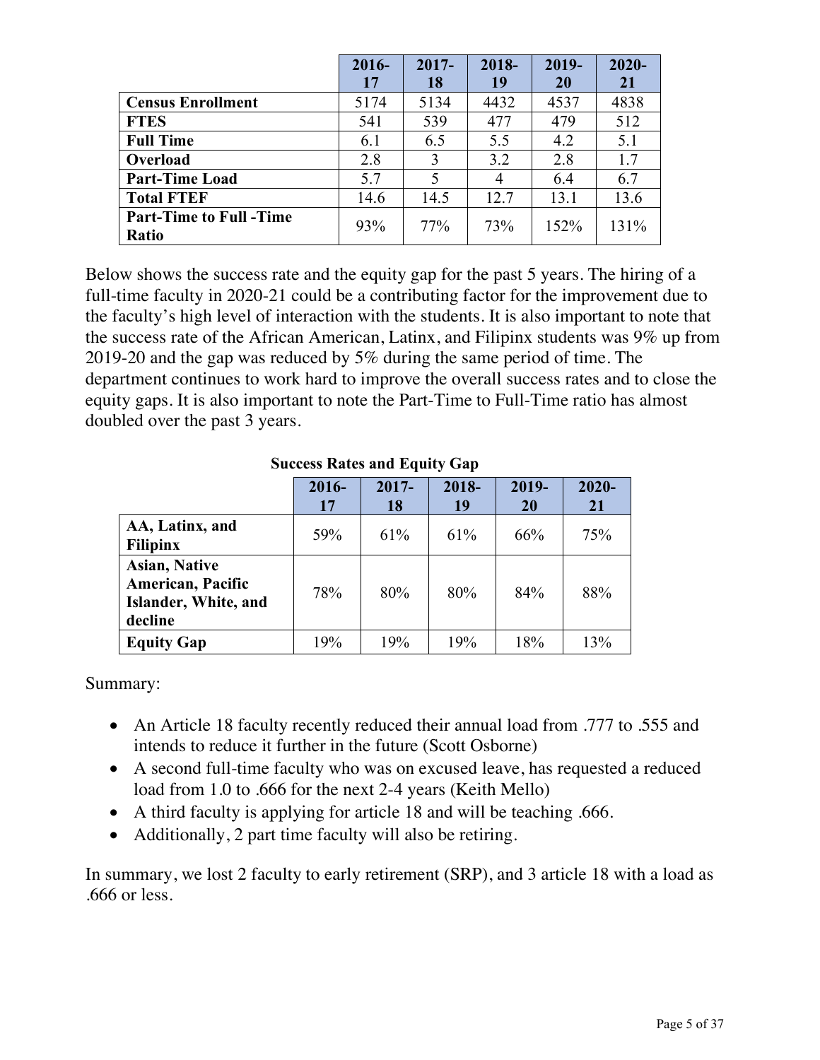| | 2016-17 | 2017-18 | 2018-19 | 2019-20 | 2020-21 |
|---|---|---|---|---|---|
| **Census Enrollment** | 5174 | 5134 | 4432 | 4537 | 4838 |
| **FTES** | 541 | 539 | 477 | 479 | 512 |
| **Full Time** | 6.1 | 6.5 | 5.5 | 4.2 | 5.1 |
| **Overload** | 2.8 | 3 | 3.2 | 2.8 | 1.7 |
| **Part-Time Load** | 5.7 | 5 | 4 | 6.4 | 6.7 |
| **Total FTEF** | 14.6 | 14.5 | 12.7 | 13.1 | 13.6 |
| **Part-Time to Full -Time Ratio** | 93% | 77% | 73% | 152% | 131% |

Below shows the success rate and the equity gap for the past 5 years. The hiring of a full-time faculty in 2020-21 could be a contributing factor for the improvement due to the faculty's high level of interaction with the students. It is also important to note that the success rate of the African American, Latinx, and Filipinx students was 9% up from 2019-20 and the gap was reduced by 5% during the same period of time. The department continues to work hard to improve the overall success rates and to close the equity gaps. It is also important to note the Part-Time to Full-Time ratio has almost doubled over the past 3 years.

**Success Rates and Equity Gap**

| | 2016-17 | 2017-18 | 2018-19 | 2019-20 | 2020-21 |
|---|---|---|---|---|---|
| **AA, Latinx, and Filipinx** | 59% | 61% | 61% | 66% | 75% |
| **Asian, Native American, Pacific Islander, White, and decline** | 78% | 80% | 80% | 84% | 88% |
| **Equity Gap** | 19% | 19% | 19% | 18% | 13% |

Summary:

- An Article 18 faculty recently reduced their annual load from .777 to .555 and intends to reduce it further in the future (Scott Osborne)
- A second full-time faculty who was on excused leave, has requested a reduced load from 1.0 to .666 for the next 2-4 years (Keith Mello)
- A third faculty is applying for article 18 and will be teaching .666.
- Additionally, 2 part time faculty will also be retiring.

In summary, we lost 2 faculty to early retirement (SRP), and 3 article 18 with a load as .666 or less.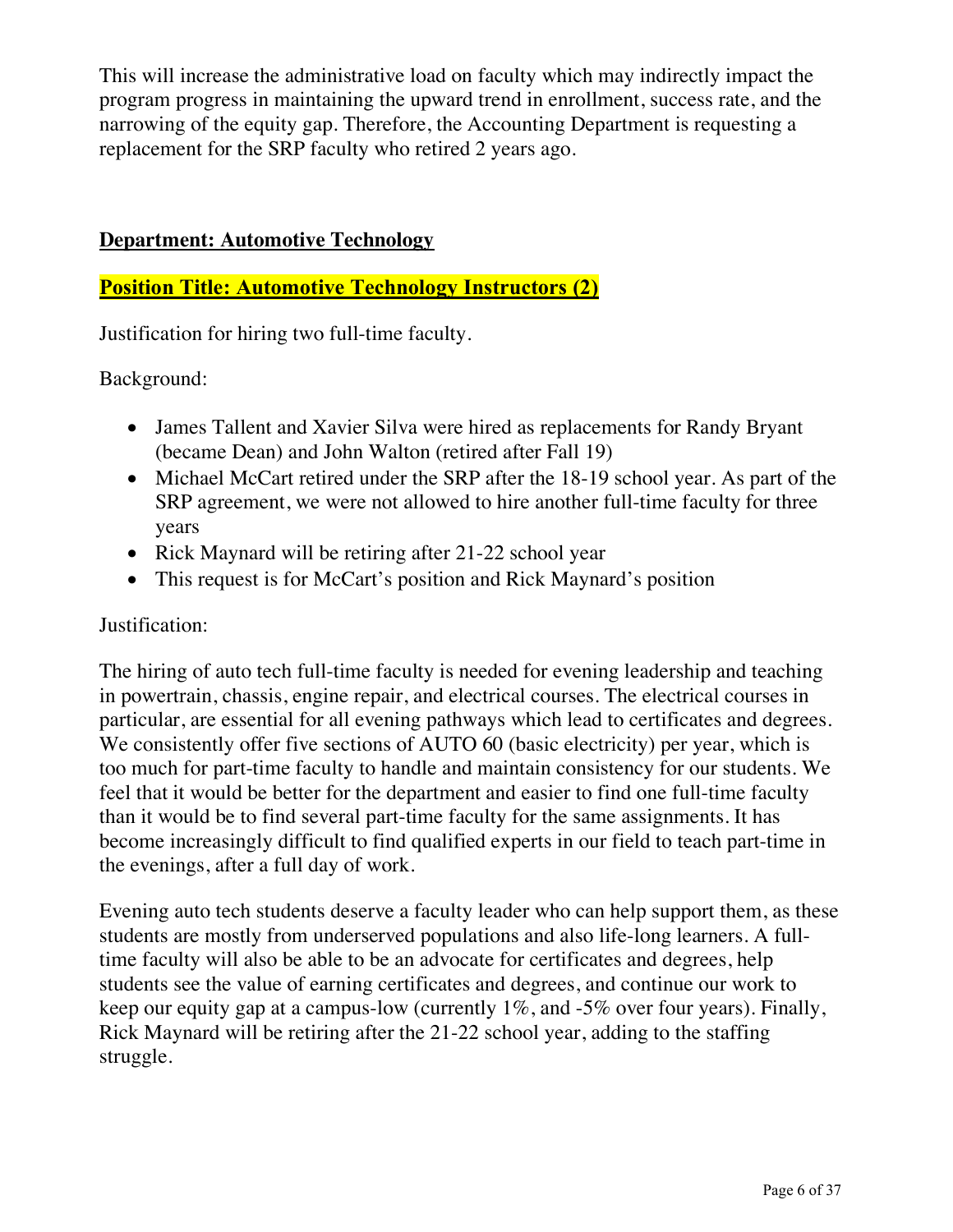This will increase the administrative load on faculty which may indirectly impact the program progress in maintaining the upward trend in enrollment, success rate, and the narrowing of the equity gap. Therefore, the Accounting Department is requesting a replacement for the SRP faculty who retired 2 years ago.

**Department: Automotive Technology**

**Position Title: Automotive Technology Instructors (2)**

Justification for hiring two full-time faculty.

Background:

- James Tallent and Xavier Silva were hired as replacements for Randy Bryant (became Dean) and John Walton (retired after Fall 19)
- Michael McCart retired under the SRP after the 18-19 school year. As part of the SRP agreement, we were not allowed to hire another full-time faculty for three years
- Rick Maynard will be retiring after 21-22 school year
- This request is for McCart's position and Rick Maynard's position

Justification:

The hiring of auto tech full-time faculty is needed for evening leadership and teaching in powertrain, chassis, engine repair, and electrical courses. The electrical courses in particular, are essential for all evening pathways which lead to certificates and degrees. We consistently offer five sections of AUTO 60 (basic electricity) per year, which is too much for part-time faculty to handle and maintain consistency for our students. We feel that it would be better for the department and easier to find one full-time faculty than it would be to find several part-time faculty for the same assignments. It has become increasingly difficult to find qualified experts in our field to teach part-time in the evenings, after a full day of work.

Evening auto tech students deserve a faculty leader who can help support them, as these students are mostly from underserved populations and also life-long learners. A full-time faculty will also be able to be an advocate for certificates and degrees, help students see the value of earning certificates and degrees, and continue our work to keep our equity gap at a campus-low (currently 1%, and -5% over four years). Finally, Rick Maynard will be retiring after the 21-22 school year, adding to the staffing struggle.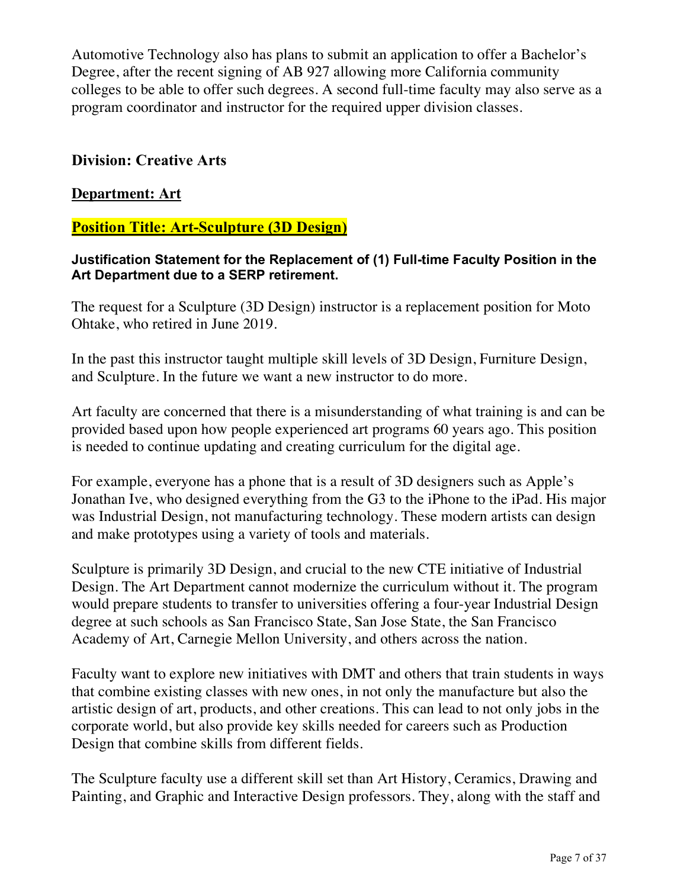Automotive Technology also has plans to submit an application to offer a Bachelor's Degree, after the recent signing of AB 927 allowing more California community colleges to be able to offer such degrees. A second full-time faculty may also serve as a program coordinator and instructor for the required upper division classes.

## Division: Creative Arts

### Department: Art

### Position Title: Art-Sculpture (3D Design)

**Justification Statement for the Replacement of (1) Full-time Faculty Position in the Art Department due to a SERP retirement.**

The request for a Sculpture (3D Design) instructor is a replacement position for Moto Ohtake, who retired in June 2019.

In the past this instructor taught multiple skill levels of 3D Design, Furniture Design, and Sculpture. In the future we want a new instructor to do more.

Art faculty are concerned that there is a misunderstanding of what training is and can be provided based upon how people experienced art programs 60 years ago. This position is needed to continue updating and creating curriculum for the digital age.

For example, everyone has a phone that is a result of 3D designers such as Apple's Jonathan Ive, who designed everything from the G3 to the iPhone to the iPad. His major was Industrial Design, not manufacturing technology. These modern artists can design and make prototypes using a variety of tools and materials.

Sculpture is primarily 3D Design, and crucial to the new CTE initiative of Industrial Design. The Art Department cannot modernize the curriculum without it. The program would prepare students to transfer to universities offering a four-year Industrial Design degree at such schools as San Francisco State, San Jose State, the San Francisco Academy of Art, Carnegie Mellon University, and others across the nation.

Faculty want to explore new initiatives with DMT and others that train students in ways that combine existing classes with new ones, in not only the manufacture but also the artistic design of art, products, and other creations. This can lead to not only jobs in the corporate world, but also provide key skills needed for careers such as Production Design that combine skills from different fields.

The Sculpture faculty use a different skill set than Art History, Ceramics, Drawing and Painting, and Graphic and Interactive Design professors. They, along with the staff and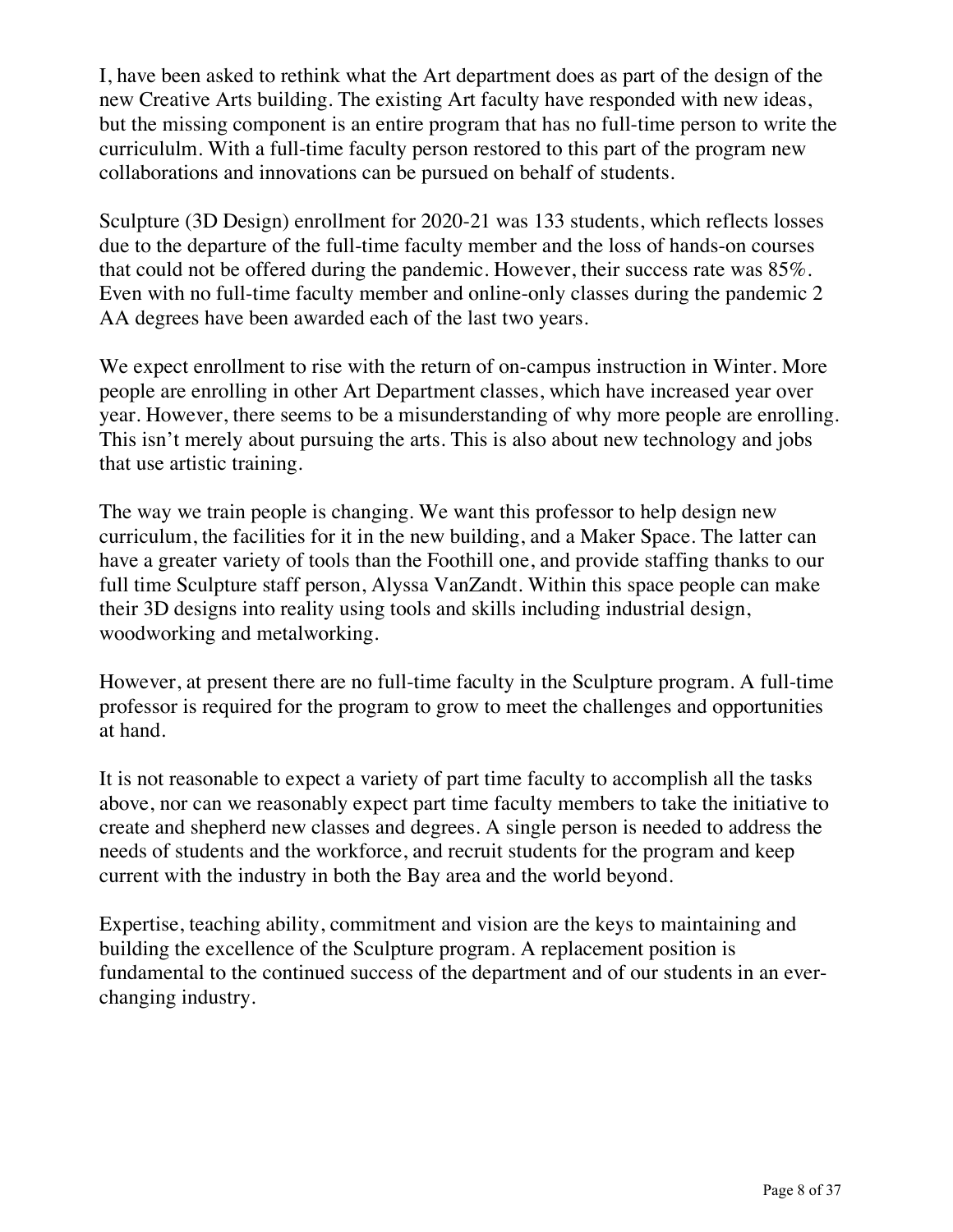I, have been asked to rethink what the Art department does as part of the design of the new Creative Arts building. The existing Art faculty have responded with new ideas, but the missing component is an entire program that has no full-time person to write the curricululm. With a full-time faculty person restored to this part of the program new collaborations and innovations can be pursued on behalf of students.

Sculpture (3D Design) enrollment for 2020-21 was 133 students, which reflects losses due to the departure of the full-time faculty member and the loss of hands-on courses that could not be offered during the pandemic. However, their success rate was 85%. Even with no full-time faculty member and online-only classes during the pandemic 2 AA degrees have been awarded each of the last two years.

We expect enrollment to rise with the return of on-campus instruction in Winter. More people are enrolling in other Art Department classes, which have increased year over year. However, there seems to be a misunderstanding of why more people are enrolling. This isn't merely about pursuing the arts. This is also about new technology and jobs that use artistic training.

The way we train people is changing. We want this professor to help design new curriculum, the facilities for it in the new building, and a Maker Space. The latter can have a greater variety of tools than the Foothill one, and provide staffing thanks to our full time Sculpture staff person, Alyssa VanZandt. Within this space people can make their 3D designs into reality using tools and skills including industrial design, woodworking and metalworking.

However, at present there are no full-time faculty in the Sculpture program. A full-time professor is required for the program to grow to meet the challenges and opportunities at hand.

It is not reasonable to expect a variety of part time faculty to accomplish all the tasks above, nor can we reasonably expect part time faculty members to take the initiative to create and shepherd new classes and degrees. A single person is needed to address the needs of students and the workforce, and recruit students for the program and keep current with the industry in both the Bay area and the world beyond.

Expertise, teaching ability, commitment and vision are the keys to maintaining and building the excellence of the Sculpture program. A replacement position is fundamental to the continued success of the department and of our students in an ever-changing industry.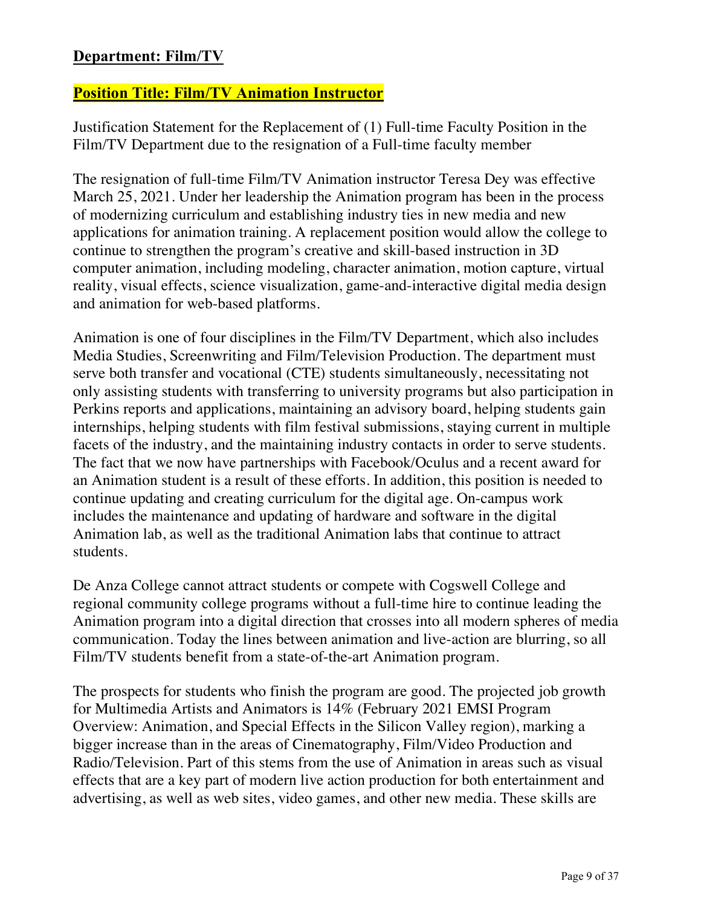**Department: Film/TV**

**Position Title: Film/TV Animation Instructor**

Justification Statement for the Replacement of (1) Full-time Faculty Position in the Film/TV Department due to the resignation of a Full-time faculty member

The resignation of full-time Film/TV Animation instructor Teresa Dey was effective March 25, 2021. Under her leadership the Animation program has been in the process of modernizing curriculum and establishing industry ties in new media and new applications for animation training. A replacement position would allow the college to continue to strengthen the program's creative and skill-based instruction in 3D computer animation, including modeling, character animation, motion capture, virtual reality, visual effects, science visualization, game-and-interactive digital media design and animation for web-based platforms.

Animation is one of four disciplines in the Film/TV Department, which also includes Media Studies, Screenwriting and Film/Television Production. The department must serve both transfer and vocational (CTE) students simultaneously, necessitating not only assisting students with transferring to university programs but also participation in Perkins reports and applications, maintaining an advisory board, helping students gain internships, helping students with film festival submissions, staying current in multiple facets of the industry, and the maintaining industry contacts in order to serve students. The fact that we now have partnerships with Facebook/Oculus and a recent award for an Animation student is a result of these efforts. In addition, this position is needed to continue updating and creating curriculum for the digital age. On-campus work includes the maintenance and updating of hardware and software in the digital Animation lab, as well as the traditional Animation labs that continue to attract students.

De Anza College cannot attract students or compete with Cogswell College and regional community college programs without a full-time hire to continue leading the Animation program into a digital direction that crosses into all modern spheres of media communication. Today the lines between animation and live-action are blurring, so all Film/TV students benefit from a state-of-the-art Animation program.

The prospects for students who finish the program are good. The projected job growth for Multimedia Artists and Animators is 14% (February 2021 EMSI Program Overview: Animation, and Special Effects in the Silicon Valley region), marking a bigger increase than in the areas of Cinematography, Film/Video Production and Radio/Television. Part of this stems from the use of Animation in areas such as visual effects that are a key part of modern live action production for both entertainment and advertising, as well as web sites, video games, and other new media. These skills are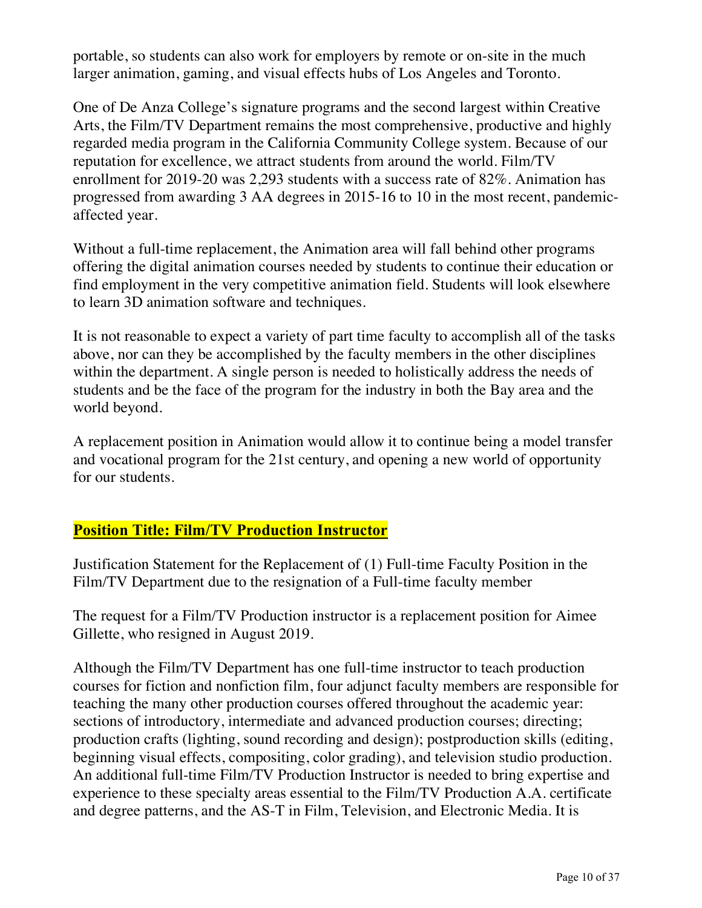portable, so students can also work for employers by remote or on-site in the much larger animation, gaming, and visual effects hubs of Los Angeles and Toronto.

One of De Anza College's signature programs and the second largest within Creative Arts, the Film/TV Department remains the most comprehensive, productive and highly regarded media program in the California Community College system. Because of our reputation for excellence, we attract students from around the world. Film/TV enrollment for 2019-20 was 2,293 students with a success rate of 82%. Animation has progressed from awarding 3 AA degrees in 2015-16 to 10 in the most recent, pandemic-affected year.

Without a full-time replacement, the Animation area will fall behind other programs offering the digital animation courses needed by students to continue their education or find employment in the very competitive animation field. Students will look elsewhere to learn 3D animation software and techniques.

It is not reasonable to expect a variety of part time faculty to accomplish all of the tasks above, nor can they be accomplished by the faculty members in the other disciplines within the department. A single person is needed to holistically address the needs of students and be the face of the program for the industry in both the Bay area and the world beyond.

A replacement position in Animation would allow it to continue being a model transfer and vocational program for the 21st century, and opening a new world of opportunity for our students.

## Position Title: Film/TV Production Instructor

Justification Statement for the Replacement of (1) Full-time Faculty Position in the Film/TV Department due to the resignation of a Full-time faculty member

The request for a Film/TV Production instructor is a replacement position for Aimee Gillette, who resigned in August 2019.

Although the Film/TV Department has one full-time instructor to teach production courses for fiction and nonfiction film, four adjunct faculty members are responsible for teaching the many other production courses offered throughout the academic year: sections of introductory, intermediate and advanced production courses; directing; production crafts (lighting, sound recording and design); postproduction skills (editing, beginning visual effects, compositing, color grading), and television studio production. An additional full-time Film/TV Production Instructor is needed to bring expertise and experience to these specialty areas essential to the Film/TV Production A.A. certificate and degree patterns, and the AS-T in Film, Television, and Electronic Media. It is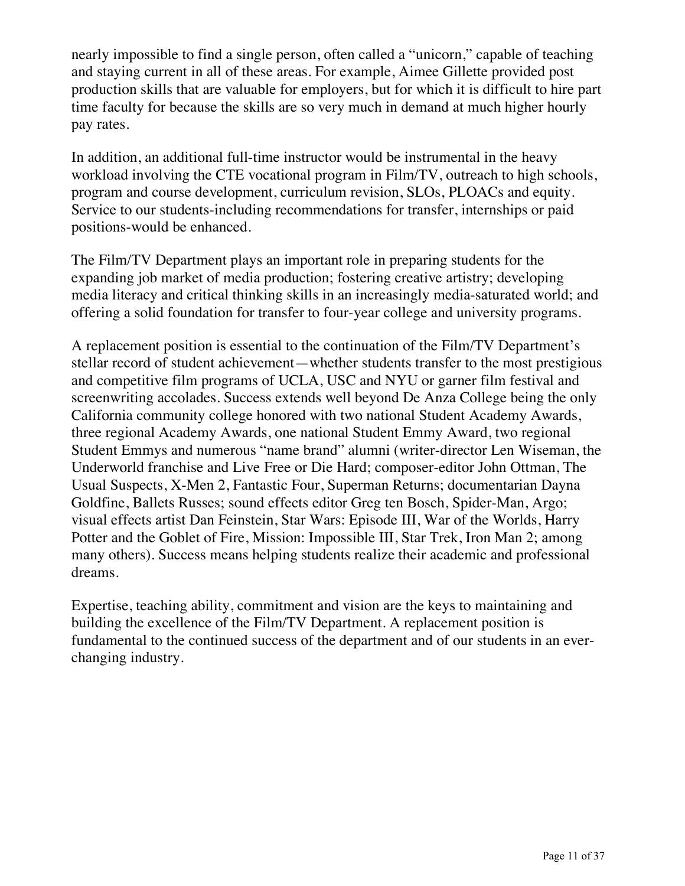nearly impossible to find a single person, often called a "unicorn," capable of teaching and staying current in all of these areas. For example, Aimee Gillette provided post production skills that are valuable for employers, but for which it is difficult to hire part time faculty for because the skills are so very much in demand at much higher hourly pay rates.

In addition, an additional full-time instructor would be instrumental in the heavy workload involving the CTE vocational program in Film/TV, outreach to high schools, program and course development, curriculum revision, SLOs, PLOACs and equity. Service to our students-including recommendations for transfer, internships or paid positions-would be enhanced.

The Film/TV Department plays an important role in preparing students for the expanding job market of media production; fostering creative artistry; developing media literacy and critical thinking skills in an increasingly media-saturated world; and offering a solid foundation for transfer to four-year college and university programs.

A replacement position is essential to the continuation of the Film/TV Department's stellar record of student achievement—whether students transfer to the most prestigious and competitive film programs of UCLA, USC and NYU or garner film festival and screenwriting accolades. Success extends well beyond De Anza College being the only California community college honored with two national Student Academy Awards, three regional Academy Awards, one national Student Emmy Award, two regional Student Emmys and numerous "name brand" alumni (writer-director Len Wiseman, the Underworld franchise and Live Free or Die Hard; composer-editor John Ottman, The Usual Suspects, X-Men 2, Fantastic Four, Superman Returns; documentarian Dayna Goldfine, Ballets Russes; sound effects editor Greg ten Bosch, Spider-Man, Argo; visual effects artist Dan Feinstein, Star Wars: Episode III, War of the Worlds, Harry Potter and the Goblet of Fire, Mission: Impossible III, Star Trek, Iron Man 2; among many others). Success means helping students realize their academic and professional dreams.

Expertise, teaching ability, commitment and vision are the keys to maintaining and building the excellence of the Film/TV Department. A replacement position is fundamental to the continued success of the department and of our students in an ever-changing industry.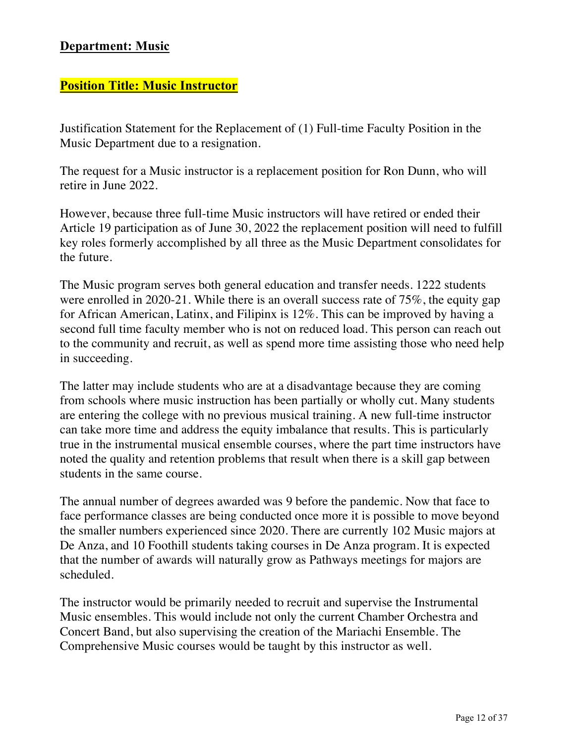## Department: Music

## Position Title: Music Instructor

Justification Statement for the Replacement of (1) Full-time Faculty Position in the Music Department due to a resignation.

The request for a Music instructor is a replacement position for Ron Dunn, who will retire in June 2022.

However, because three full-time Music instructors will have retired or ended their Article 19 participation as of June 30, 2022 the replacement position will need to fulfill key roles formerly accomplished by all three as the Music Department consolidates for the future.

The Music program serves both general education and transfer needs. 1222 students were enrolled in 2020-21. While there is an overall success rate of 75%, the equity gap for African American, Latinx, and Filipinx is 12%. This can be improved by having a second full time faculty member who is not on reduced load. This person can reach out to the community and recruit, as well as spend more time assisting those who need help in succeeding.

The latter may include students who are at a disadvantage because they are coming from schools where music instruction has been partially or wholly cut. Many students are entering the college with no previous musical training. A new full-time instructor can take more time and address the equity imbalance that results. This is particularly true in the instrumental musical ensemble courses, where the part time instructors have noted the quality and retention problems that result when there is a skill gap between students in the same course.

The annual number of degrees awarded was 9 before the pandemic. Now that face to face performance classes are being conducted once more it is possible to move beyond the smaller numbers experienced since 2020. There are currently 102 Music majors at De Anza, and 10 Foothill students taking courses in De Anza program. It is expected that the number of awards will naturally grow as Pathways meetings for majors are scheduled.

The instructor would be primarily needed to recruit and supervise the Instrumental Music ensembles. This would include not only the current Chamber Orchestra and Concert Band, but also supervising the creation of the Mariachi Ensemble. The Comprehensive Music courses would be taught by this instructor as well.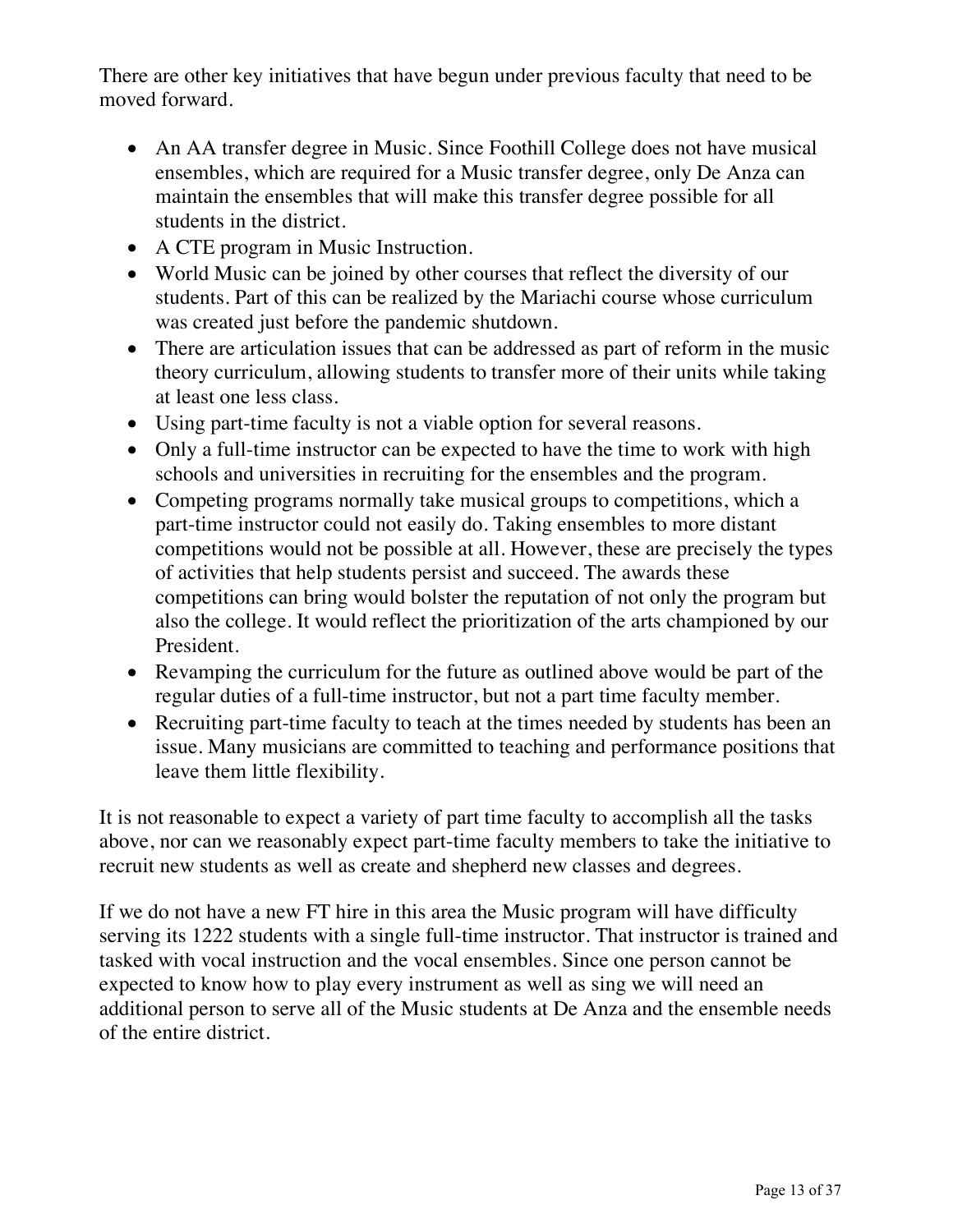There are other key initiatives that have begun under previous faculty that need to be moved forward.

- An AA transfer degree in Music. Since Foothill College does not have musical ensembles, which are required for a Music transfer degree, only De Anza can maintain the ensembles that will make this transfer degree possible for all students in the district.
- A CTE program in Music Instruction.
- World Music can be joined by other courses that reflect the diversity of our students. Part of this can be realized by the Mariachi course whose curriculum was created just before the pandemic shutdown.
- There are articulation issues that can be addressed as part of reform in the music theory curriculum, allowing students to transfer more of their units while taking at least one less class.
- Using part-time faculty is not a viable option for several reasons.
- Only a full-time instructor can be expected to have the time to work with high schools and universities in recruiting for the ensembles and the program.
- Competing programs normally take musical groups to competitions, which a part-time instructor could not easily do. Taking ensembles to more distant competitions would not be possible at all. However, these are precisely the types of activities that help students persist and succeed. The awards these competitions can bring would bolster the reputation of not only the program but also the college. It would reflect the prioritization of the arts championed by our President.
- Revamping the curriculum for the future as outlined above would be part of the regular duties of a full-time instructor, but not a part time faculty member.
- Recruiting part-time faculty to teach at the times needed by students has been an issue. Many musicians are committed to teaching and performance positions that leave them little flexibility.

It is not reasonable to expect a variety of part time faculty to accomplish all the tasks above, nor can we reasonably expect part-time faculty members to take the initiative to recruit new students as well as create and shepherd new classes and degrees.

If we do not have a new FT hire in this area the Music program will have difficulty serving its 1222 students with a single full-time instructor. That instructor is trained and tasked with vocal instruction and the vocal ensembles. Since one person cannot be expected to know how to play every instrument as well as sing we will need an additional person to serve all of the Music students at De Anza and the ensemble needs of the entire district.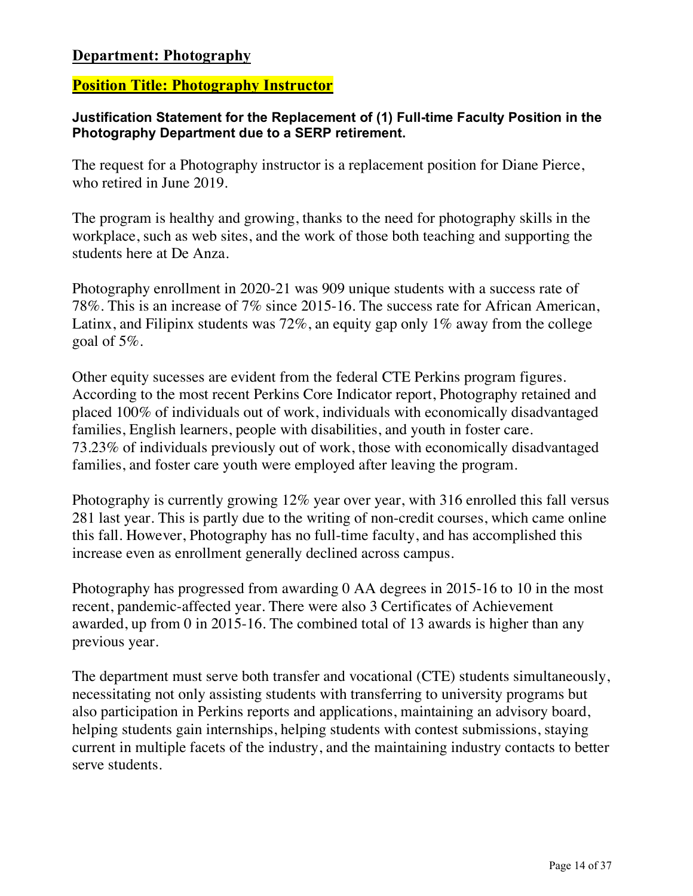## Department: Photography

## Position Title: Photography Instructor

**Justification Statement for the Replacement of (1) Full-time Faculty Position in the Photography Department due to a SERP retirement.**

The request for a Photography instructor is a replacement position for Diane Pierce, who retired in June 2019.

The program is healthy and growing, thanks to the need for photography skills in the workplace, such as web sites, and the work of those both teaching and supporting the students here at De Anza.

Photography enrollment in 2020-21 was 909 unique students with a success rate of 78%. This is an increase of 7% since 2015-16. The success rate for African American, Latinx, and Filipinx students was 72%, an equity gap only 1% away from the college goal of 5%.

Other equity sucesses are evident from the federal CTE Perkins program figures. According to the most recent Perkins Core Indicator report, Photography retained and placed 100% of individuals out of work, individuals with economically disadvantaged families, English learners, people with disabilities, and youth in foster care. 73.23% of individuals previously out of work, those with economically disadvantaged families, and foster care youth were employed after leaving the program.

Photography is currently growing 12% year over year, with 316 enrolled this fall versus 281 last year. This is partly due to the writing of non-credit courses, which came online this fall. However, Photography has no full-time faculty, and has accomplished this increase even as enrollment generally declined across campus.

Photography has progressed from awarding 0 AA degrees in 2015-16 to 10 in the most recent, pandemic-affected year. There were also 3 Certificates of Achievement awarded, up from 0 in 2015-16. The combined total of 13 awards is higher than any previous year.

The department must serve both transfer and vocational (CTE) students simultaneously, necessitating not only assisting students with transferring to university programs but also participation in Perkins reports and applications, maintaining an advisory board, helping students gain internships, helping students with contest submissions, staying current in multiple facets of the industry, and the maintaining industry contacts to better serve students.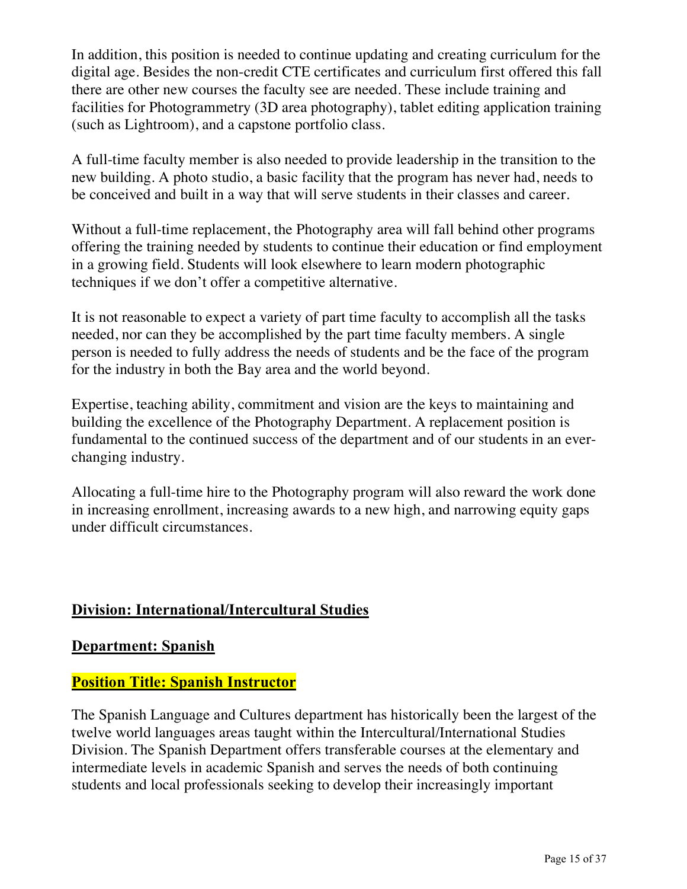In addition, this position is needed to continue updating and creating curriculum for the digital age. Besides the non-credit CTE certificates and curriculum first offered this fall there are other new courses the faculty see are needed. These include training and facilities for Photogrammetry (3D area photography), tablet editing application training (such as Lightroom), and a capstone portfolio class.

A full-time faculty member is also needed to provide leadership in the transition to the new building. A photo studio, a basic facility that the program has never had, needs to be conceived and built in a way that will serve students in their classes and career.

Without a full-time replacement, the Photography area will fall behind other programs offering the training needed by students to continue their education or find employment in a growing field. Students will look elsewhere to learn modern photographic techniques if we don't offer a competitive alternative.

It is not reasonable to expect a variety of part time faculty to accomplish all the tasks needed, nor can they be accomplished by the part time faculty members. A single person is needed to fully address the needs of students and be the face of the program for the industry in both the Bay area and the world beyond.

Expertise, teaching ability, commitment and vision are the keys to maintaining and building the excellence of the Photography Department. A replacement position is fundamental to the continued success of the department and of our students in an ever-changing industry.

Allocating a full-time hire to the Photography program will also reward the work done in increasing enrollment, increasing awards to a new high, and narrowing equity gaps under difficult circumstances.

## Division: International/Intercultural Studies

## Department: Spanish

## Position Title: Spanish Instructor

The Spanish Language and Cultures department has historically been the largest of the twelve world languages areas taught within the Intercultural/International Studies Division. The Spanish Department offers transferable courses at the elementary and intermediate levels in academic Spanish and serves the needs of both continuing students and local professionals seeking to develop their increasingly important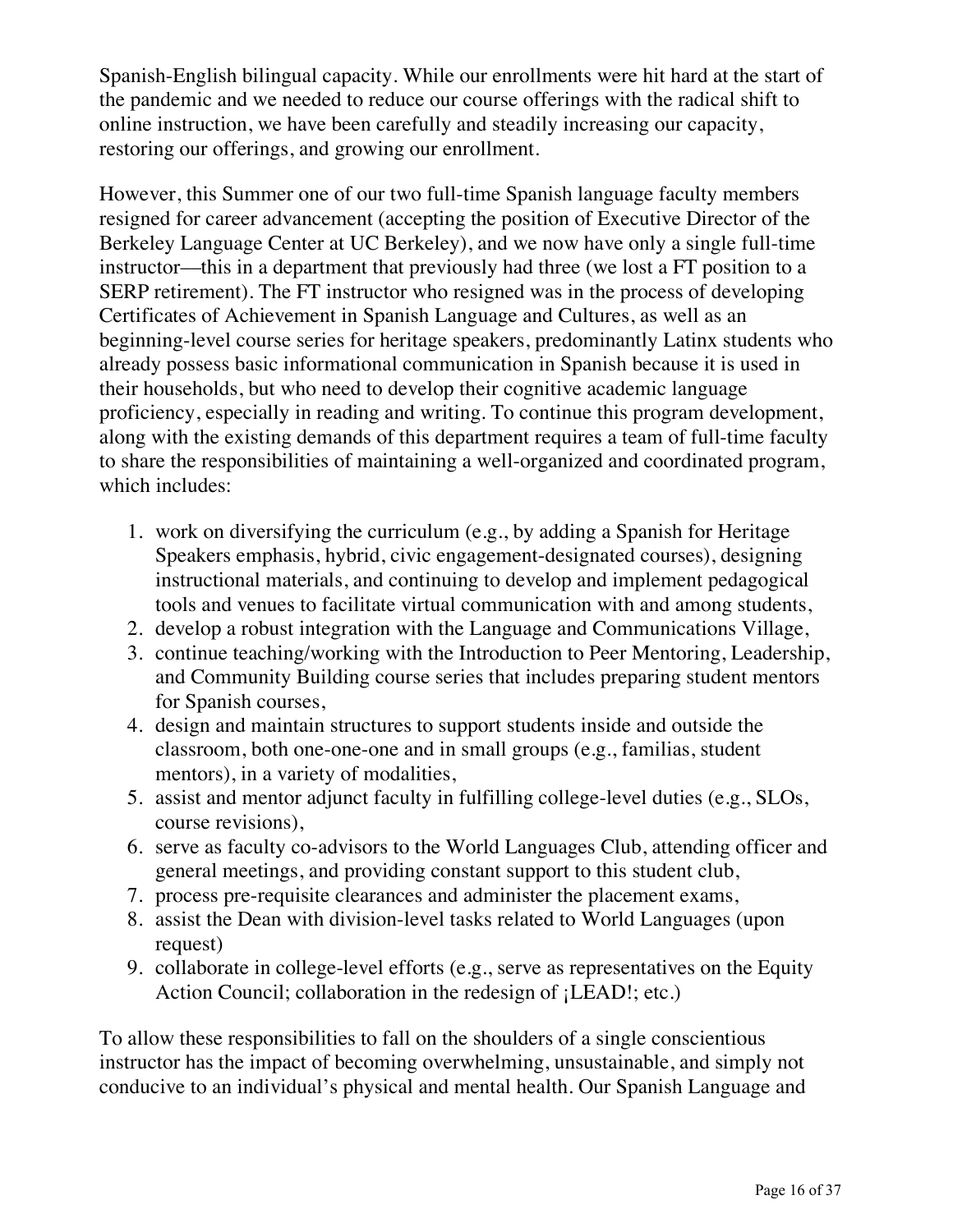Spanish-English bilingual capacity. While our enrollments were hit hard at the start of the pandemic and we needed to reduce our course offerings with the radical shift to online instruction, we have been carefully and steadily increasing our capacity, restoring our offerings, and growing our enrollment.

However, this Summer one of our two full-time Spanish language faculty members resigned for career advancement (accepting the position of Executive Director of the Berkeley Language Center at UC Berkeley), and we now have only a single full-time instructor—this in a department that previously had three (we lost a FT position to a SERP retirement). The FT instructor who resigned was in the process of developing Certificates of Achievement in Spanish Language and Cultures, as well as an beginning-level course series for heritage speakers, predominantly Latinx students who already possess basic informational communication in Spanish because it is used in their households, but who need to develop their cognitive academic language proficiency, especially in reading and writing. To continue this program development, along with the existing demands of this department requires a team of full-time faculty to share the responsibilities of maintaining a well-organized and coordinated program, which includes:

1. work on diversifying the curriculum (e.g., by adding a Spanish for Heritage Speakers emphasis, hybrid, civic engagement-designated courses), designing instructional materials, and continuing to develop and implement pedagogical tools and venues to facilitate virtual communication with and among students,
2. develop a robust integration with the Language and Communications Village,
3. continue teaching/working with the Introduction to Peer Mentoring, Leadership, and Community Building course series that includes preparing student mentors for Spanish courses,
4. design and maintain structures to support students inside and outside the classroom, both one-one-one and in small groups (e.g., familias, student mentors), in a variety of modalities,
5. assist and mentor adjunct faculty in fulfilling college-level duties (e.g., SLOs, course revisions),
6. serve as faculty co-advisors to the World Languages Club, attending officer and general meetings, and providing constant support to this student club,
7. process pre-requisite clearances and administer the placement exams,
8. assist the Dean with division-level tasks related to World Languages (upon request)
9. collaborate in college-level efforts (e.g., serve as representatives on the Equity Action Council; collaboration in the redesign of ¡LEAD!; etc.)

To allow these responsibilities to fall on the shoulders of a single conscientious instructor has the impact of becoming overwhelming, unsustainable, and simply not conducive to an individual's physical and mental health. Our Spanish Language and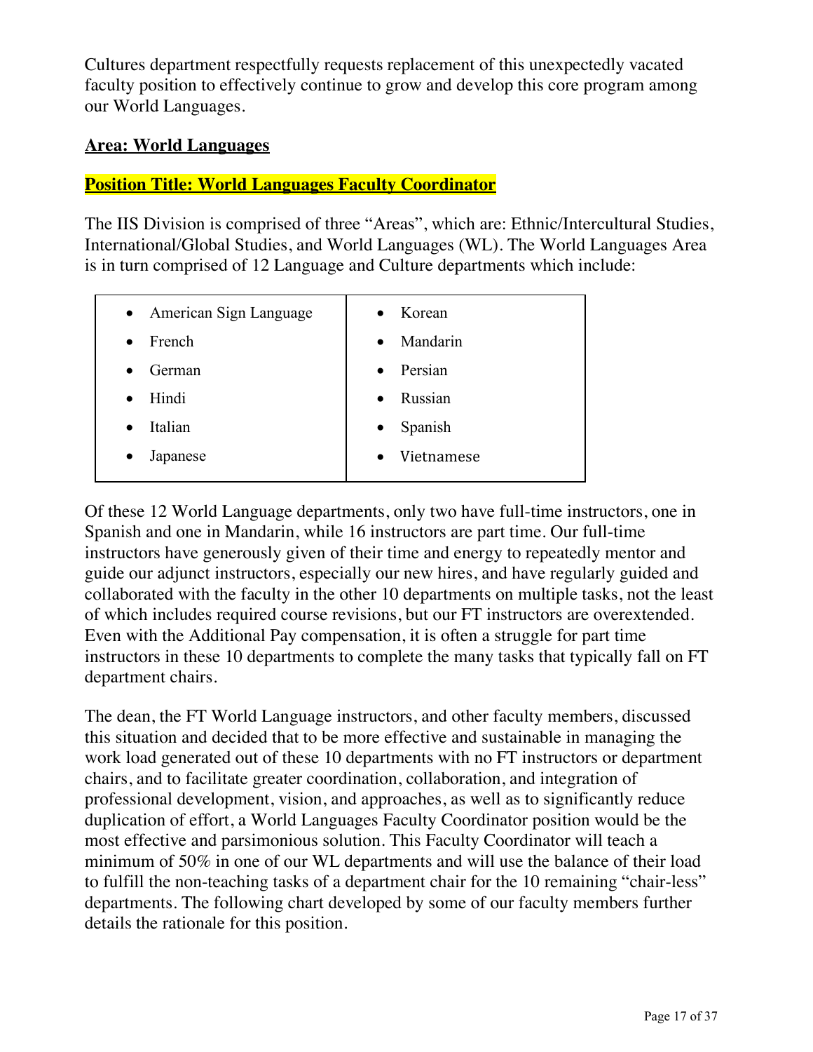Cultures department respectfully requests replacement of this unexpectedly vacated faculty position to effectively continue to grow and develop this core program among our World Languages.

**Area: World Languages**

**Position Title: World Languages Faculty Coordinator**

The IIS Division is comprised of three "Areas", which are: Ethnic/Intercultural Studies, International/Global Studies, and World Languages (WL). The World Languages Area is in turn comprised of 12 Language and Culture departments which include:

| | |
|---|---|
| • American Sign Language | • Korean |
| • French | • Mandarin |
| • German | • Persian |
| • Hindi | • Russian |
| • Italian | • Spanish |
| • Japanese | • Vietnamese |

Of these 12 World Language departments, only two have full-time instructors, one in Spanish and one in Mandarin, while 16 instructors are part time. Our full-time instructors have generously given of their time and energy to repeatedly mentor and guide our adjunct instructors, especially our new hires, and have regularly guided and collaborated with the faculty in the other 10 departments on multiple tasks, not the least of which includes required course revisions, but our FT instructors are overextended. Even with the Additional Pay compensation, it is often a struggle for part time instructors in these 10 departments to complete the many tasks that typically fall on FT department chairs.

The dean, the FT World Language instructors, and other faculty members, discussed this situation and decided that to be more effective and sustainable in managing the work load generated out of these 10 departments with no FT instructors or department chairs, and to facilitate greater coordination, collaboration, and integration of professional development, vision, and approaches, as well as to significantly reduce duplication of effort, a World Languages Faculty Coordinator position would be the most effective and parsimonious solution. This Faculty Coordinator will teach a minimum of 50% in one of our WL departments and will use the balance of their load to fulfill the non-teaching tasks of a department chair for the 10 remaining "chair-less" departments. The following chart developed by some of our faculty members further details the rationale for this position.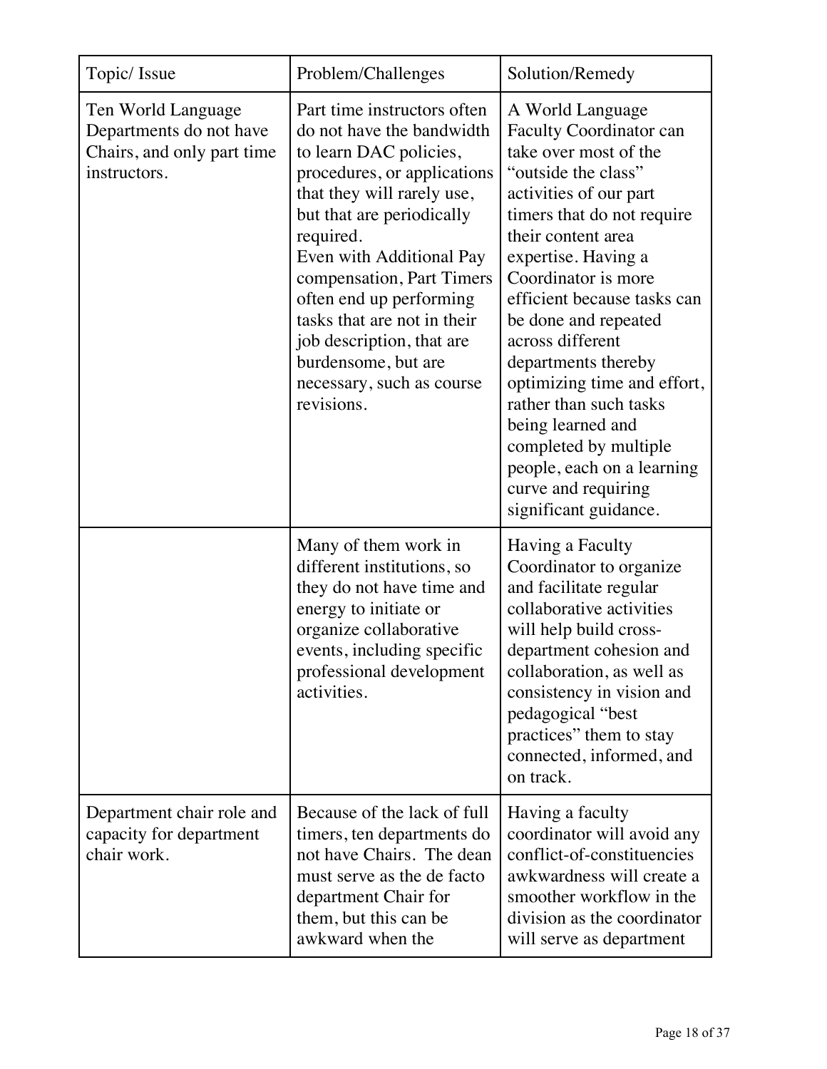| Topic/ Issue | Problem/Challenges | Solution/Remedy |
| --- | --- | --- |
| Ten World Language Departments do not have Chairs, and only part time instructors. | Part time instructors often do not have the bandwidth to learn DAC policies, procedures, or applications that they will rarely use, but that are periodically required.<br>Even with Additional Pay compensation, Part Timers often end up performing tasks that are not in their job description, that are burdensome, but are necessary, such as course revisions. | A World Language Faculty Coordinator can take over most of the "outside the class" activities of our part timers that do not require their content area expertise. Having a Coordinator is more efficient because tasks can be done and repeated across different departments thereby optimizing time and effort, rather than such tasks being learned and completed by multiple people, each on a learning curve and requiring significant guidance. |
| | Many of them work in different institutions, so they do not have time and energy to initiate or organize collaborative events, including specific professional development activities. | Having a Faculty Coordinator to organize and facilitate regular collaborative activities will help build cross-department cohesion and collaboration, as well as consistency in vision and pedagogical "best practices" them to stay connected, informed, and on track. |
| Department chair role and capacity for department chair work. | Because of the lack of full timers, ten departments do not have Chairs. The dean must serve as the de facto department Chair for them, but this can be awkward when the | Having a faculty coordinator will avoid any conflict-of-constituencies awkwardness will create a smoother workflow in the division as the coordinator will serve as department |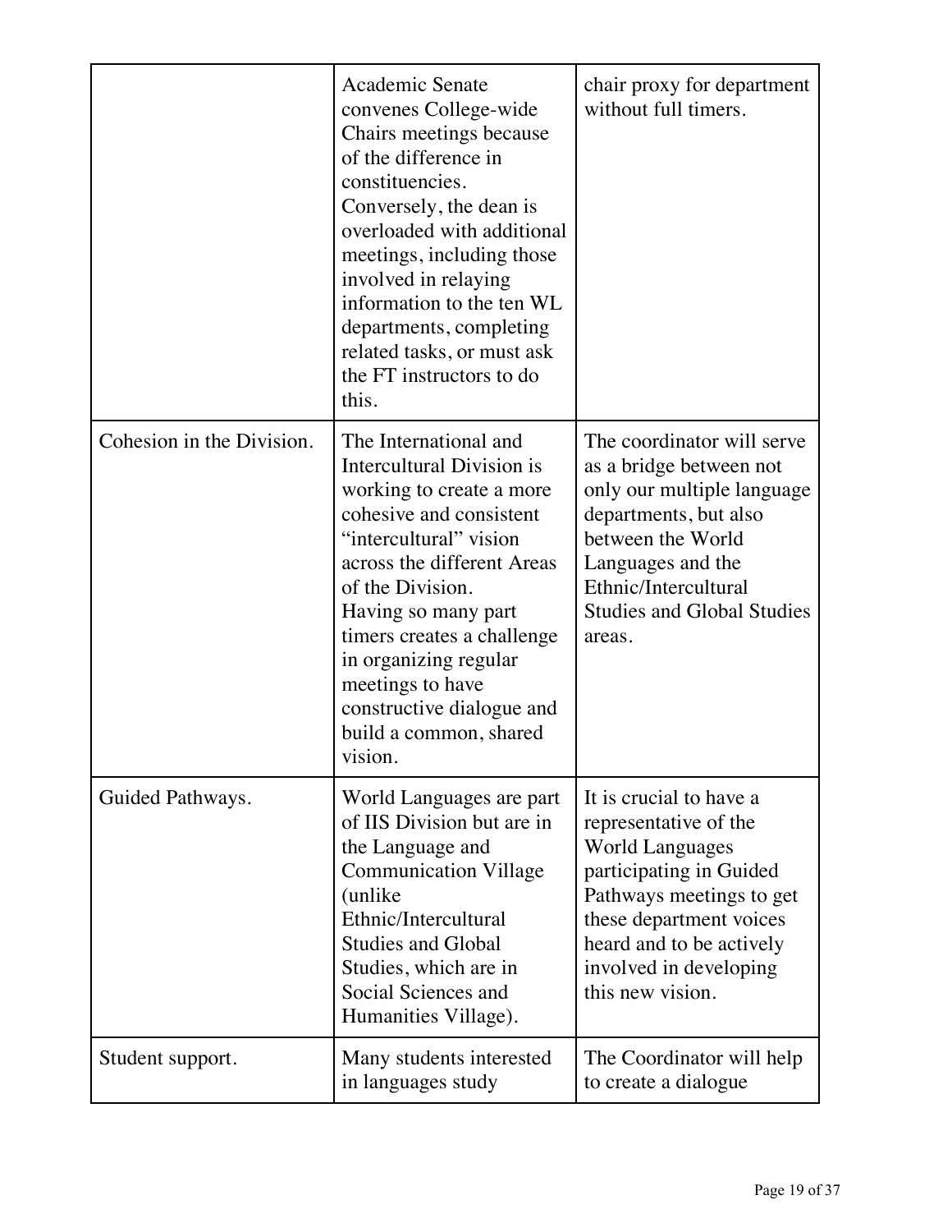| | | |
|---|---|---|
| | Academic Senate convenes College-wide Chairs meetings because of the difference in constituencies. Conversely, the dean is overloaded with additional meetings, including those involved in relaying information to the ten WL departments, completing related tasks, or must ask the FT instructors to do this. | chair proxy for department without full timers. |
| Cohesion in the Division. | The International and Intercultural Division is working to create a more cohesive and consistent "intercultural" vision across the different Areas of the Division. Having so many part timers creates a challenge in organizing regular meetings to have constructive dialogue and build a common, shared vision. | The coordinator will serve as a bridge between not only our multiple language departments, but also between the World Languages and the Ethnic/Intercultural Studies and Global Studies areas. |
| Guided Pathways. | World Languages are part of IIS Division but are in the Language and Communication Village (unlike Ethnic/Intercultural Studies and Global Studies, which are in Social Sciences and Humanities Village). | It is crucial to have a representative of the World Languages participating in Guided Pathways meetings to get these department voices heard and to be actively involved in developing this new vision. |
| Student support. | Many students interested in languages study | The Coordinator will help to create a dialogue |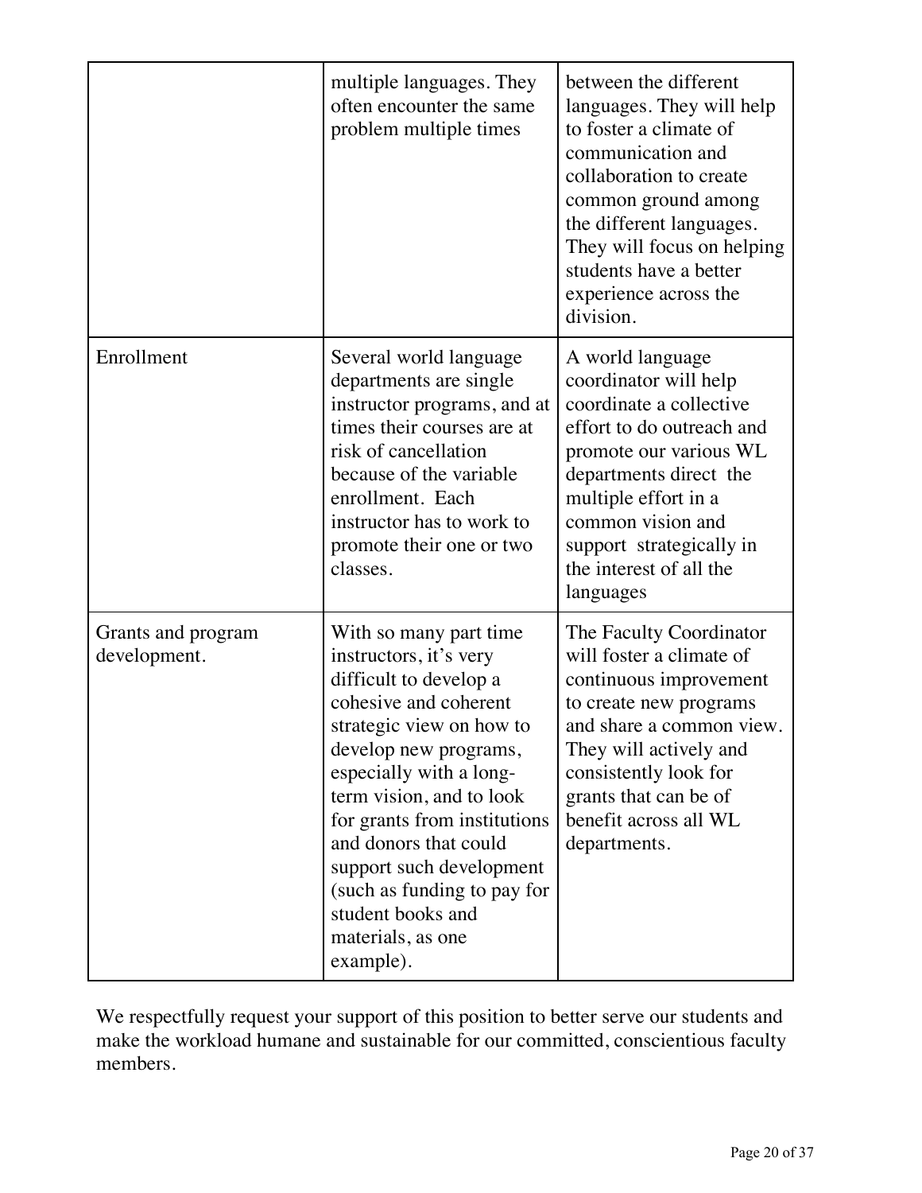| | | |
|---|---|---|
| | multiple languages. They often encounter the same problem multiple times | between the different languages. They will help to foster a climate of communication and collaboration to create common ground among the different languages. They will focus on helping students have a better experience across the division. |
| Enrollment | Several world language departments are single instructor programs, and at times their courses are at risk of cancellation because of the variable enrollment. Each instructor has to work to promote their one or two classes. | A world language coordinator will help coordinate a collective effort to do outreach and promote our various WL departments direct the multiple effort in a common vision and support strategically in the interest of all the languages |
| Grants and program development. | With so many part time instructors, it's very difficult to develop a cohesive and coherent strategic view on how to develop new programs, especially with a long-term vision, and to look for grants from institutions and donors that could support such development (such as funding to pay for student books and materials, as one example). | The Faculty Coordinator will foster a climate of continuous improvement to create new programs and share a common view. They will actively and consistently look for grants that can be of benefit across all WL departments. |

We respectfully request your support of this position to better serve our students and make the workload humane and sustainable for our committed, conscientious faculty members.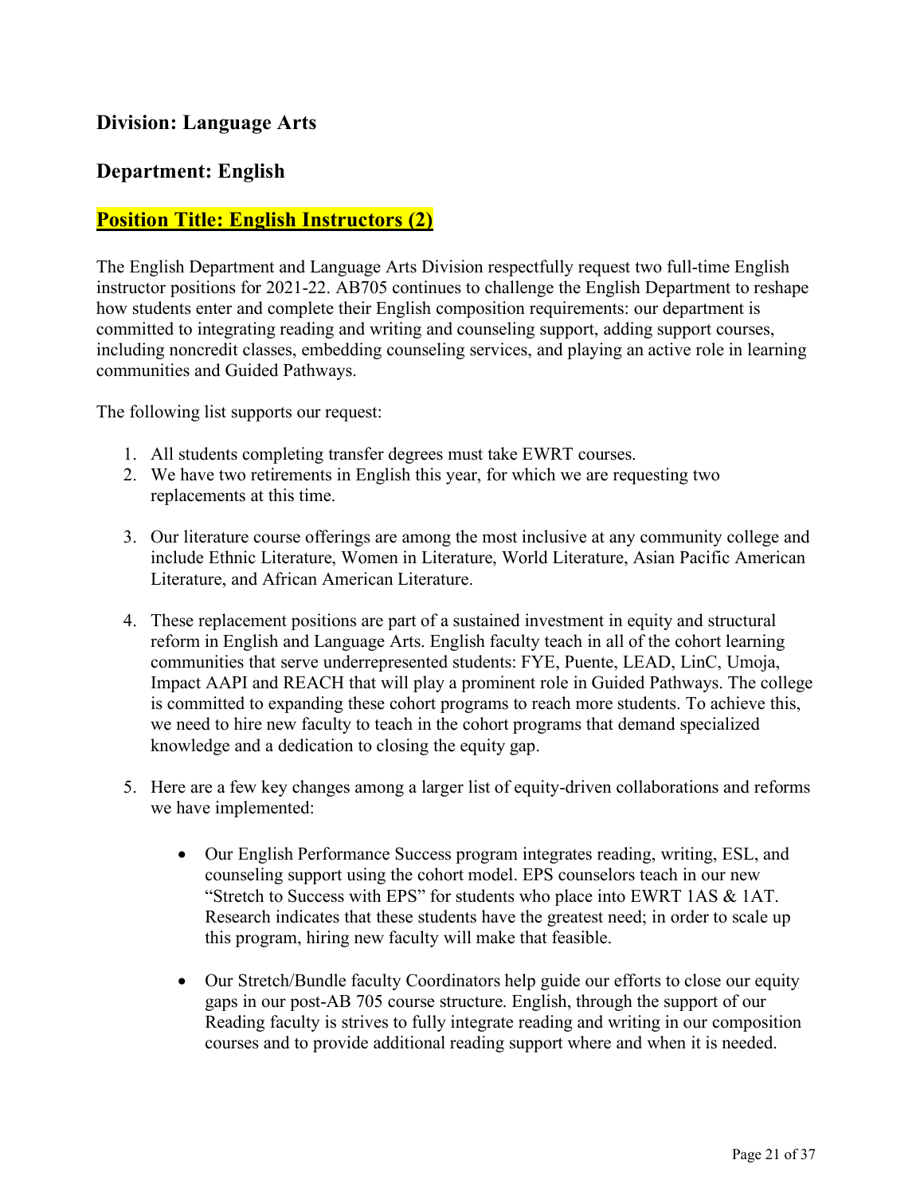## Division: Language Arts

## Department: English

## Position Title: English Instructors (2)

The English Department and Language Arts Division respectfully request two full-time English instructor positions for 2021-22. AB705 continues to challenge the English Department to reshape how students enter and complete their English composition requirements: our department is committed to integrating reading and writing and counseling support, adding support courses, including noncredit classes, embedding counseling services, and playing an active role in learning communities and Guided Pathways.

The following list supports our request:

1. All students completing transfer degrees must take EWRT courses.
2. We have two retirements in English this year, for which we are requesting two replacements at this time.
3. Our literature course offerings are among the most inclusive at any community college and include Ethnic Literature, Women in Literature, World Literature, Asian Pacific American Literature, and African American Literature.
4. These replacement positions are part of a sustained investment in equity and structural reform in English and Language Arts. English faculty teach in all of the cohort learning communities that serve underrepresented students: FYE, Puente, LEAD, LinC, Umoja, Impact AAPI and REACH that will play a prominent role in Guided Pathways. The college is committed to expanding these cohort programs to reach more students. To achieve this, we need to hire new faculty to teach in the cohort programs that demand specialized knowledge and a dedication to closing the equity gap.
5. Here are a few key changes among a larger list of equity-driven collaborations and reforms we have implemented:
   - Our English Performance Success program integrates reading, writing, ESL, and counseling support using the cohort model. EPS counselors teach in our new "Stretch to Success with EPS" for students who place into EWRT 1AS & 1AT. Research indicates that these students have the greatest need; in order to scale up this program, hiring new faculty will make that feasible.
   - Our Stretch/Bundle faculty Coordinators help guide our efforts to close our equity gaps in our post-AB 705 course structure. English, through the support of our Reading faculty is strives to fully integrate reading and writing in our composition courses and to provide additional reading support where and when it is needed.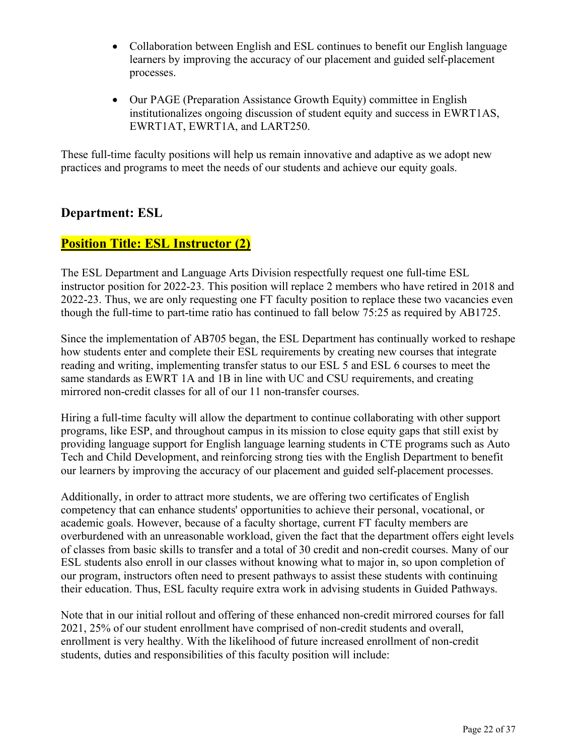- Collaboration between English and ESL continues to benefit our English language learners by improving the accuracy of our placement and guided self-placement processes.
- Our PAGE (Preparation Assistance Growth Equity) committee in English institutionalizes ongoing discussion of student equity and success in EWRT1AS, EWRT1AT, EWRT1A, and LART250.

These full-time faculty positions will help us remain innovative and adaptive as we adopt new practices and programs to meet the needs of our students and achieve our equity goals.

## Department: ESL

### Position Title: ESL Instructor (2)

The ESL Department and Language Arts Division respectfully request one full-time ESL instructor position for 2022-23. This position will replace 2 members who have retired in 2018 and 2022-23. Thus, we are only requesting one FT faculty position to replace these two vacancies even though the full-time to part-time ratio has continued to fall below 75:25 as required by AB1725.

Since the implementation of AB705 began, the ESL Department has continually worked to reshape how students enter and complete their ESL requirements by creating new courses that integrate reading and writing, implementing transfer status to our ESL 5 and ESL 6 courses to meet the same standards as EWRT 1A and 1B in line with UC and CSU requirements, and creating mirrored non-credit classes for all of our 11 non-transfer courses.

Hiring a full-time faculty will allow the department to continue collaborating with other support programs, like ESP, and throughout campus in its mission to close equity gaps that still exist by providing language support for English language learning students in CTE programs such as Auto Tech and Child Development, and reinforcing strong ties with the English Department to benefit our learners by improving the accuracy of our placement and guided self-placement processes.

Additionally, in order to attract more students, we are offering two certificates of English competency that can enhance students' opportunities to achieve their personal, vocational, or academic goals. However, because of a faculty shortage, current FT faculty members are overburdened with an unreasonable workload, given the fact that the department offers eight levels of classes from basic skills to transfer and a total of 30 credit and non-credit courses. Many of our ESL students also enroll in our classes without knowing what to major in, so upon completion of our program, instructors often need to present pathways to assist these students with continuing their education. Thus, ESL faculty require extra work in advising students in Guided Pathways.

Note that in our initial rollout and offering of these enhanced non-credit mirrored courses for fall 2021, 25% of our student enrollment have comprised of non-credit students and overall, enrollment is very healthy. With the likelihood of future increased enrollment of non-credit students, duties and responsibilities of this faculty position will include: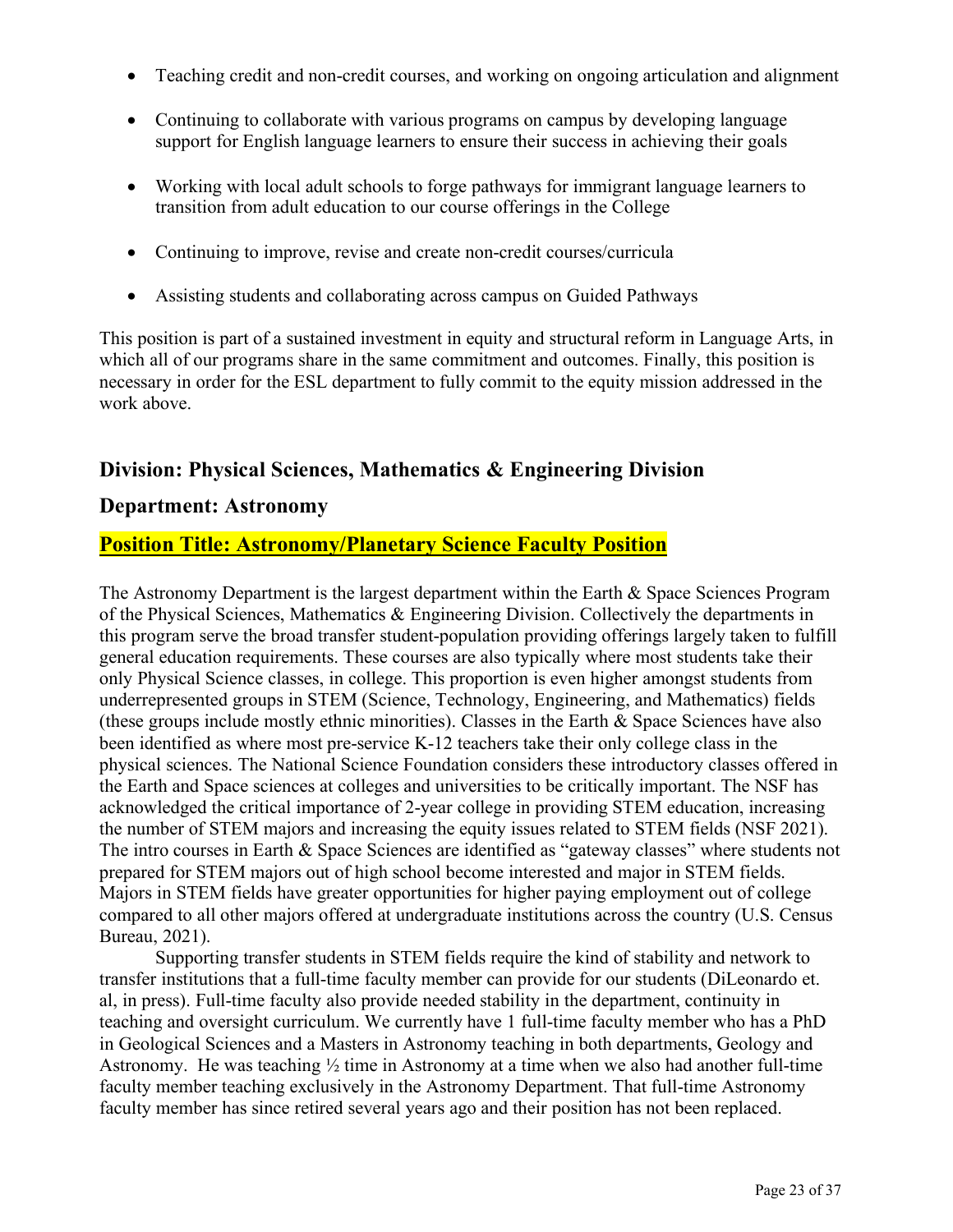- Teaching credit and non-credit courses, and working on ongoing articulation and alignment
- Continuing to collaborate with various programs on campus by developing language support for English language learners to ensure their success in achieving their goals
- Working with local adult schools to forge pathways for immigrant language learners to transition from adult education to our course offerings in the College
- Continuing to improve, revise and create non-credit courses/curricula
- Assisting students and collaborating across campus on Guided Pathways

This position is part of a sustained investment in equity and structural reform in Language Arts, in which all of our programs share in the same commitment and outcomes. Finally, this position is necessary in order for the ESL department to fully commit to the equity mission addressed in the work above.

## Division: Physical Sciences, Mathematics & Engineering Division

## Department: Astronomy

### Position Title: Astronomy/Planetary Science Faculty Position

The Astronomy Department is the largest department within the Earth & Space Sciences Program of the Physical Sciences, Mathematics & Engineering Division. Collectively the departments in this program serve the broad transfer student-population providing offerings largely taken to fulfill general education requirements. These courses are also typically where most students take their only Physical Science classes, in college. This proportion is even higher amongst students from underrepresented groups in STEM (Science, Technology, Engineering, and Mathematics) fields (these groups include mostly ethnic minorities). Classes in the Earth & Space Sciences have also been identified as where most pre-service K-12 teachers take their only college class in the physical sciences. The National Science Foundation considers these introductory classes offered in the Earth and Space sciences at colleges and universities to be critically important. The NSF has acknowledged the critical importance of 2-year college in providing STEM education, increasing the number of STEM majors and increasing the equity issues related to STEM fields (NSF 2021). The intro courses in Earth & Space Sciences are identified as "gateway classes" where students not prepared for STEM majors out of high school become interested and major in STEM fields. Majors in STEM fields have greater opportunities for higher paying employment out of college compared to all other majors offered at undergraduate institutions across the country (U.S. Census Bureau, 2021).

Supporting transfer students in STEM fields require the kind of stability and network to transfer institutions that a full-time faculty member can provide for our students (DiLeonardo et. al, in press). Full-time faculty also provide needed stability in the department, continuity in teaching and oversight curriculum. We currently have 1 full-time faculty member who has a PhD in Geological Sciences and a Masters in Astronomy teaching in both departments, Geology and Astronomy. He was teaching ½ time in Astronomy at a time when we also had another full-time faculty member teaching exclusively in the Astronomy Department. That full-time Astronomy faculty member has since retired several years ago and their position has not been replaced.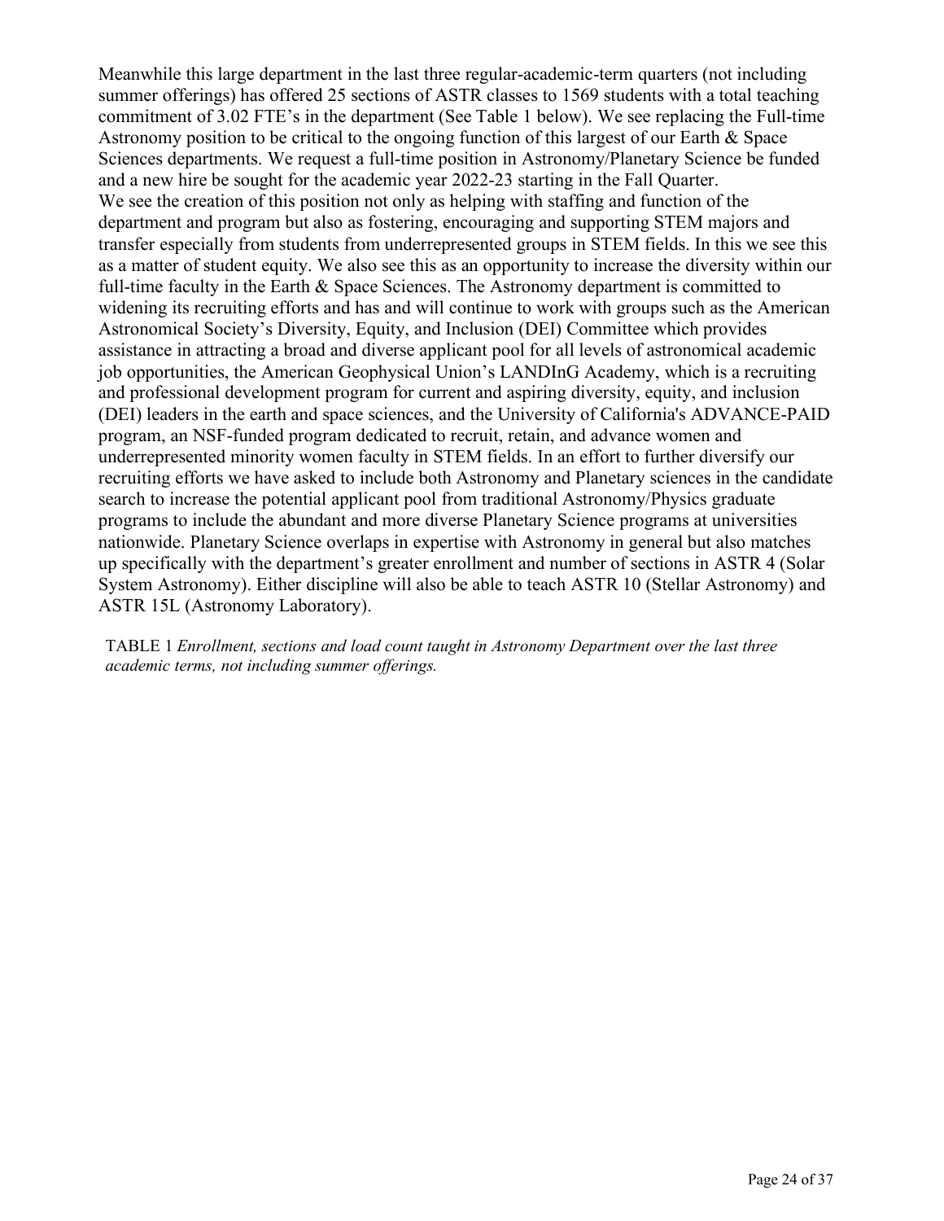Meanwhile this large department in the last three regular-academic-term quarters (not including summer offerings) has offered 25 sections of ASTR classes to 1569 students with a total teaching commitment of 3.02 FTE's in the department (See Table 1 below). We see replacing the Full-time Astronomy position to be critical to the ongoing function of this largest of our Earth & Space Sciences departments. We request a full-time position in Astronomy/Planetary Science be funded and a new hire be sought for the academic year 2022-23 starting in the Fall Quarter.

We see the creation of this position not only as helping with staffing and function of the department and program but also as fostering, encouraging and supporting STEM majors and transfer especially from students from underrepresented groups in STEM fields. In this we see this as a matter of student equity. We also see this as an opportunity to increase the diversity within our full-time faculty in the Earth & Space Sciences. The Astronomy department is committed to widening its recruiting efforts and has and will continue to work with groups such as the American Astronomical Society's Diversity, Equity, and Inclusion (DEI) Committee which provides assistance in attracting a broad and diverse applicant pool for all levels of astronomical academic job opportunities, the American Geophysical Union's LANDInG Academy, which is a recruiting and professional development program for current and aspiring diversity, equity, and inclusion (DEI) leaders in the earth and space sciences, and the University of California's ADVANCE-PAID program, an NSF-funded program dedicated to recruit, retain, and advance women and underrepresented minority women faculty in STEM fields. In an effort to further diversify our recruiting efforts we have asked to include both Astronomy and Planetary sciences in the candidate search to increase the potential applicant pool from traditional Astronomy/Physics graduate programs to include the abundant and more diverse Planetary Science programs at universities nationwide. Planetary Science overlaps in expertise with Astronomy in general but also matches up specifically with the department's greater enrollment and number of sections in ASTR 4 (Solar System Astronomy). Either discipline will also be able to teach ASTR 10 (Stellar Astronomy) and ASTR 15L (Astronomy Laboratory).

TABLE 1 *Enrollment, sections and load count taught in Astronomy Department over the last three academic terms, not including summer offerings.*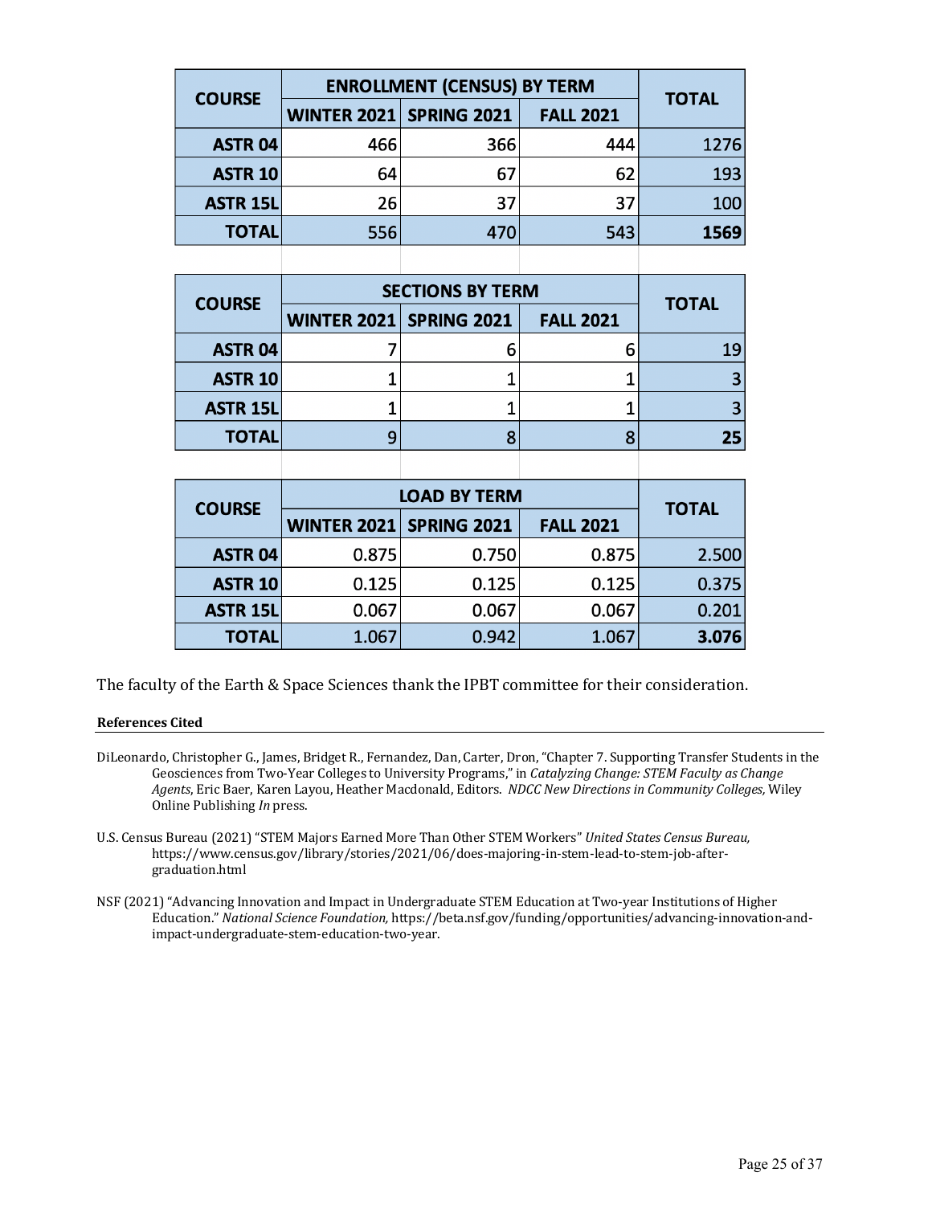| COURSE | ENROLLMENT (CENSUS) BY TERM | | | TOTAL |
|---|---|---|---|---|
| | WINTER 2021 | SPRING 2021 | FALL 2021 | |
| ASTR 04 | 466 | 366 | 444 | 1276 |
| ASTR 10 | 64 | 67 | 62 | 193 |
| ASTR 15L | 26 | 37 | 37 | 100 |
| TOTAL | 556 | 470 | 543 | **1569** |

| COURSE | SECTIONS BY TERM | | | TOTAL |
|---|---|---|---|---|
| | WINTER 2021 | SPRING 2021 | FALL 2021 | |
| ASTR 04 | 7 | 6 | 6 | 19 |
| ASTR 10 | 1 | 1 | 1 | 3 |
| ASTR 15L | 1 | 1 | 1 | 3 |
| TOTAL | 9 | 8 | 8 | **25** |

| COURSE | LOAD BY TERM | | | TOTAL |
|---|---|---|---|---|
| | WINTER 2021 | SPRING 2021 | FALL 2021 | |
| ASTR 04 | 0.875 | 0.750 | 0.875 | 2.500 |
| ASTR 10 | 0.125 | 0.125 | 0.125 | 0.375 |
| ASTR 15L | 0.067 | 0.067 | 0.067 | 0.201 |
| TOTAL | 1.067 | 0.942 | 1.067 | **3.076** |

The faculty of the Earth & Space Sciences thank the IPBT committee for their consideration.

**References Cited**

DiLeonardo, Christopher G., James, Bridget R., Fernandez, Dan, Carter, Dron, "Chapter 7. Supporting Transfer Students in the Geosciences from Two-Year Colleges to University Programs," in *Catalyzing Change: STEM Faculty as Change Agents*, Eric Baer, Karen Layou, Heather Macdonald, Editors. *NDCC New Directions in Community Colleges*, Wiley Online Publishing *In* press.

U.S. Census Bureau (2021) "STEM Majors Earned More Than Other STEM Workers" *United States Census Bureau,* https://www.census.gov/library/stories/2021/06/does-majoring-in-stem-lead-to-stem-job-after-graduation.html

NSF (2021) "Advancing Innovation and Impact in Undergraduate STEM Education at Two-year Institutions of Higher Education." *National Science Foundation,* https://beta.nsf.gov/funding/opportunities/advancing-innovation-and-impact-undergraduate-stem-education-two-year.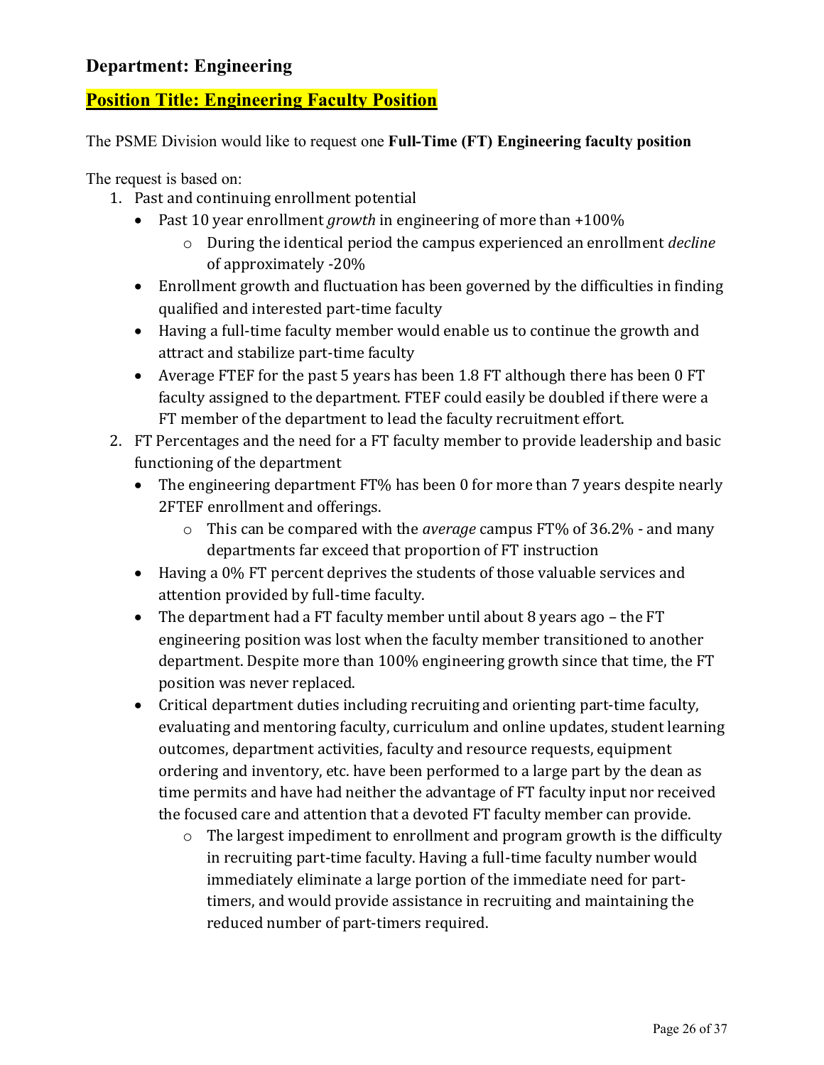## Department: Engineering

## Position Title: Engineering Faculty Position

The PSME Division would like to request one **Full-Time (FT) Engineering faculty position**

The request is based on:

1. Past and continuing enrollment potential
   - Past 10 year enrollment *growth* in engineering of more than +100%
     - During the identical period the campus experienced an enrollment *decline* of approximately -20%
   - Enrollment growth and fluctuation has been governed by the difficulties in finding qualified and interested part-time faculty
   - Having a full-time faculty member would enable us to continue the growth and attract and stabilize part-time faculty
   - Average FTEF for the past 5 years has been 1.8 FT although there has been 0 FT faculty assigned to the department. FTEF could easily be doubled if there were a FT member of the department to lead the faculty recruitment effort.
2. FT Percentages and the need for a FT faculty member to provide leadership and basic functioning of the department
   - The engineering department FT% has been 0 for more than 7 years despite nearly 2FTEF enrollment and offerings.
     - This can be compared with the *average* campus FT% of 36.2% - and many departments far exceed that proportion of FT instruction
   - Having a 0% FT percent deprives the students of those valuable services and attention provided by full-time faculty.
   - The department had a FT faculty member until about 8 years ago – the FT engineering position was lost when the faculty member transitioned to another department. Despite more than 100% engineering growth since that time, the FT position was never replaced.
   - Critical department duties including recruiting and orienting part-time faculty, evaluating and mentoring faculty, curriculum and online updates, student learning outcomes, department activities, faculty and resource requests, equipment ordering and inventory, etc. have been performed to a large part by the dean as time permits and have had neither the advantage of FT faculty input nor received the focused care and attention that a devoted FT faculty member can provide.
     - The largest impediment to enrollment and program growth is the difficulty in recruiting part-time faculty. Having a full-time faculty number would immediately eliminate a large portion of the immediate need for part-timers, and would provide assistance in recruiting and maintaining the reduced number of part-timers required.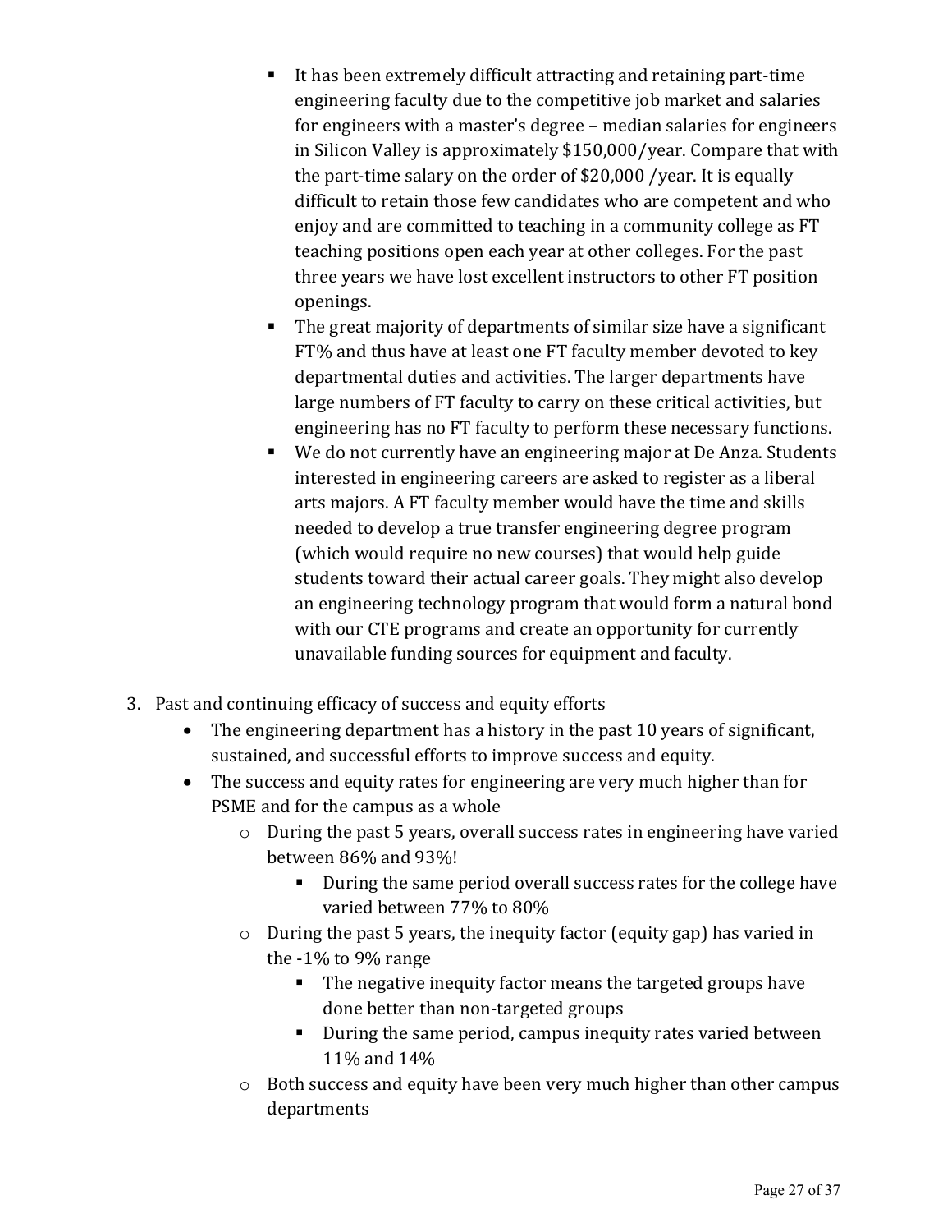- It has been extremely difficult attracting and retaining part-time engineering faculty due to the competitive job market and salaries for engineers with a master's degree – median salaries for engineers in Silicon Valley is approximately $150,000/year. Compare that with the part-time salary on the order of $20,000 /year. It is equally difficult to retain those few candidates who are competent and who enjoy and are committed to teaching in a community college as FT teaching positions open each year at other colleges. For the past three years we have lost excellent instructors to other FT position openings.
- The great majority of departments of similar size have a significant FT% and thus have at least one FT faculty member devoted to key departmental duties and activities. The larger departments have large numbers of FT faculty to carry on these critical activities, but engineering has no FT faculty to perform these necessary functions.
- We do not currently have an engineering major at De Anza. Students interested in engineering careers are asked to register as a liberal arts majors. A FT faculty member would have the time and skills needed to develop a true transfer engineering degree program (which would require no new courses) that would help guide students toward their actual career goals. They might also develop an engineering technology program that would form a natural bond with our CTE programs and create an opportunity for currently unavailable funding sources for equipment and faculty.

3. Past and continuing efficacy of success and equity efforts
   - The engineering department has a history in the past 10 years of significant, sustained, and successful efforts to improve success and equity.
   - The success and equity rates for engineering are very much higher than for PSME and for the campus as a whole
     - During the past 5 years, overall success rates in engineering have varied between 86% and 93%!
       - During the same period overall success rates for the college have varied between 77% to 80%
     - During the past 5 years, the inequity factor (equity gap) has varied in the -1% to 9% range
       - The negative inequity factor means the targeted groups have done better than non-targeted groups
       - During the same period, campus inequity rates varied between 11% and 14%
     - Both success and equity have been very much higher than other campus departments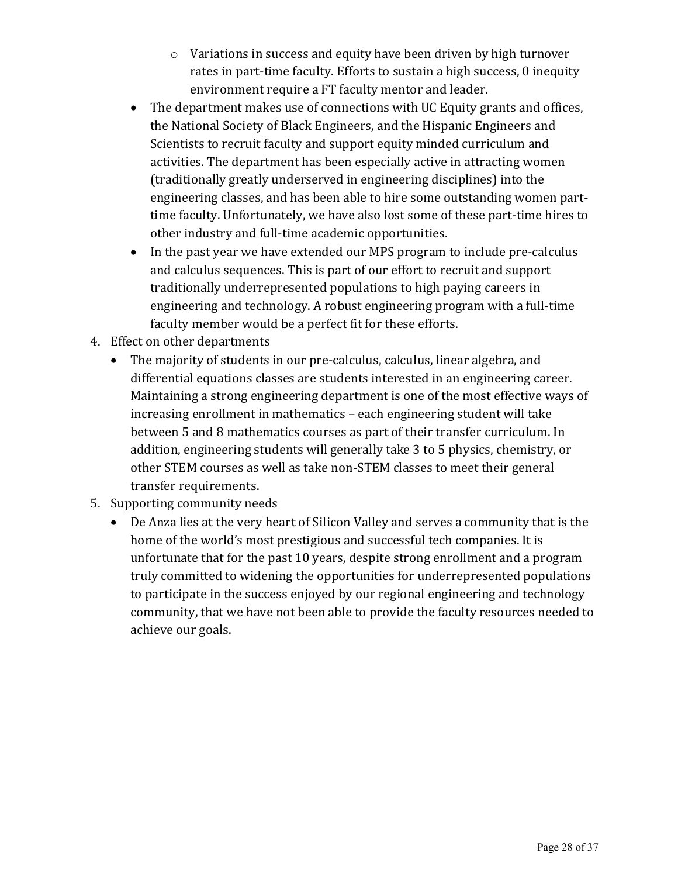- Variations in success and equity have been driven by high turnover rates in part-time faculty. Efforts to sustain a high success, 0 inequity environment require a FT faculty mentor and leader.
- The department makes use of connections with UC Equity grants and offices, the National Society of Black Engineers, and the Hispanic Engineers and Scientists to recruit faculty and support equity minded curriculum and activities. The department has been especially active in attracting women (traditionally greatly underserved in engineering disciplines) into the engineering classes, and has been able to hire some outstanding women part-time faculty. Unfortunately, we have also lost some of these part-time hires to other industry and full-time academic opportunities.
- In the past year we have extended our MPS program to include pre-calculus and calculus sequences. This is part of our effort to recruit and support traditionally underrepresented populations to high paying careers in engineering and technology. A robust engineering program with a full-time faculty member would be a perfect fit for these efforts.

4. Effect on other departments
    - The majority of students in our pre-calculus, calculus, linear algebra, and differential equations classes are students interested in an engineering career. Maintaining a strong engineering department is one of the most effective ways of increasing enrollment in mathematics – each engineering student will take between 5 and 8 mathematics courses as part of their transfer curriculum. In addition, engineering students will generally take 3 to 5 physics, chemistry, or other STEM courses as well as take non-STEM classes to meet their general transfer requirements.
5. Supporting community needs
    - De Anza lies at the very heart of Silicon Valley and serves a community that is the home of the world's most prestigious and successful tech companies. It is unfortunate that for the past 10 years, despite strong enrollment and a program truly committed to widening the opportunities for underrepresented populations to participate in the success enjoyed by our regional engineering and technology community, that we have not been able to provide the faculty resources needed to achieve our goals.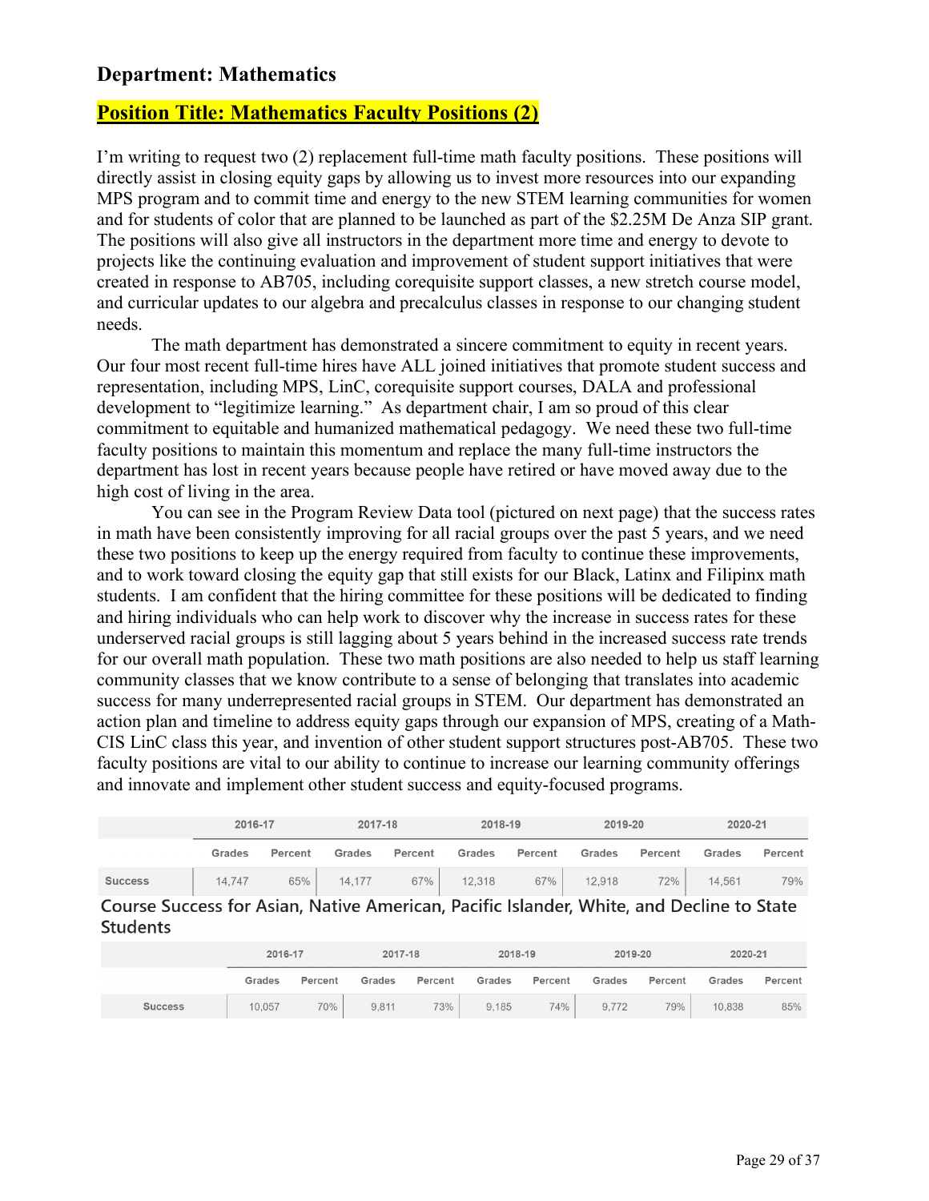## Department: Mathematics

### Position Title: Mathematics Faculty Positions (2)

I'm writing to request two (2) replacement full-time math faculty positions. These positions will directly assist in closing equity gaps by allowing us to invest more resources into our expanding MPS program and to commit time and energy to the new STEM learning communities for women and for students of color that are planned to be launched as part of the $2.25M De Anza SIP grant. The positions will also give all instructors in the department more time and energy to devote to projects like the continuing evaluation and improvement of student support initiatives that were created in response to AB705, including corequisite support classes, a new stretch course model, and curricular updates to our algebra and precalculus classes in response to our changing student needs.

The math department has demonstrated a sincere commitment to equity in recent years. Our four most recent full-time hires have ALL joined initiatives that promote student success and representation, including MPS, LinC, corequisite support courses, DALA and professional development to "legitimize learning." As department chair, I am so proud of this clear commitment to equitable and humanized mathematical pedagogy. We need these two full-time faculty positions to maintain this momentum and replace the many full-time instructors the department has lost in recent years because people have retired or have moved away due to the high cost of living in the area.

You can see in the Program Review Data tool (pictured on next page) that the success rates in math have been consistently improving for all racial groups over the past 5 years, and we need these two positions to keep up the energy required from faculty to continue these improvements, and to work toward closing the equity gap that still exists for our Black, Latinx and Filipinx math students. I am confident that the hiring committee for these positions will be dedicated to finding and hiring individuals who can help work to discover why the increase in success rates for these underserved racial groups is still lagging about 5 years behind in the increased success rate trends for our overall math population. These two math positions are also needed to help us staff learning community classes that we know contribute to a sense of belonging that translates into academic success for many underrepresented racial groups in STEM. Our department has demonstrated an action plan and timeline to address equity gaps through our expansion of MPS, creating of a Math-CIS LinC class this year, and invention of other student support structures post-AB705. These two faculty positions are vital to our ability to continue to increase our learning community offerings and innovate and implement other student success and equity-focused programs.

| | 2016-17 | | 2017-18 | | 2018-19 | | 2019-20 | | 2020-21 | |
|---|---|---|---|---|---|---|---|---|---|---|
| | Grades | Percent | Grades | Percent | Grades | Percent | Grades | Percent | Grades | Percent |
| Success | 14,747 | 65% | 14,177 | 67% | 12,318 | 67% | 12,918 | 72% | 14,561 | 79% |

Course Success for Asian, Native American, Pacific Islander, White, and Decline to State Students

| | 2016-17 | | 2017-18 | | 2018-19 | | 2019-20 | | 2020-21 | |
|---|---|---|---|---|---|---|---|---|---|---|
| | Grades | Percent | Grades | Percent | Grades | Percent | Grades | Percent | Grades | Percent |
| Success | 10,057 | 70% | 9,811 | 73% | 9,185 | 74% | 9,772 | 79% | 10,838 | 85% |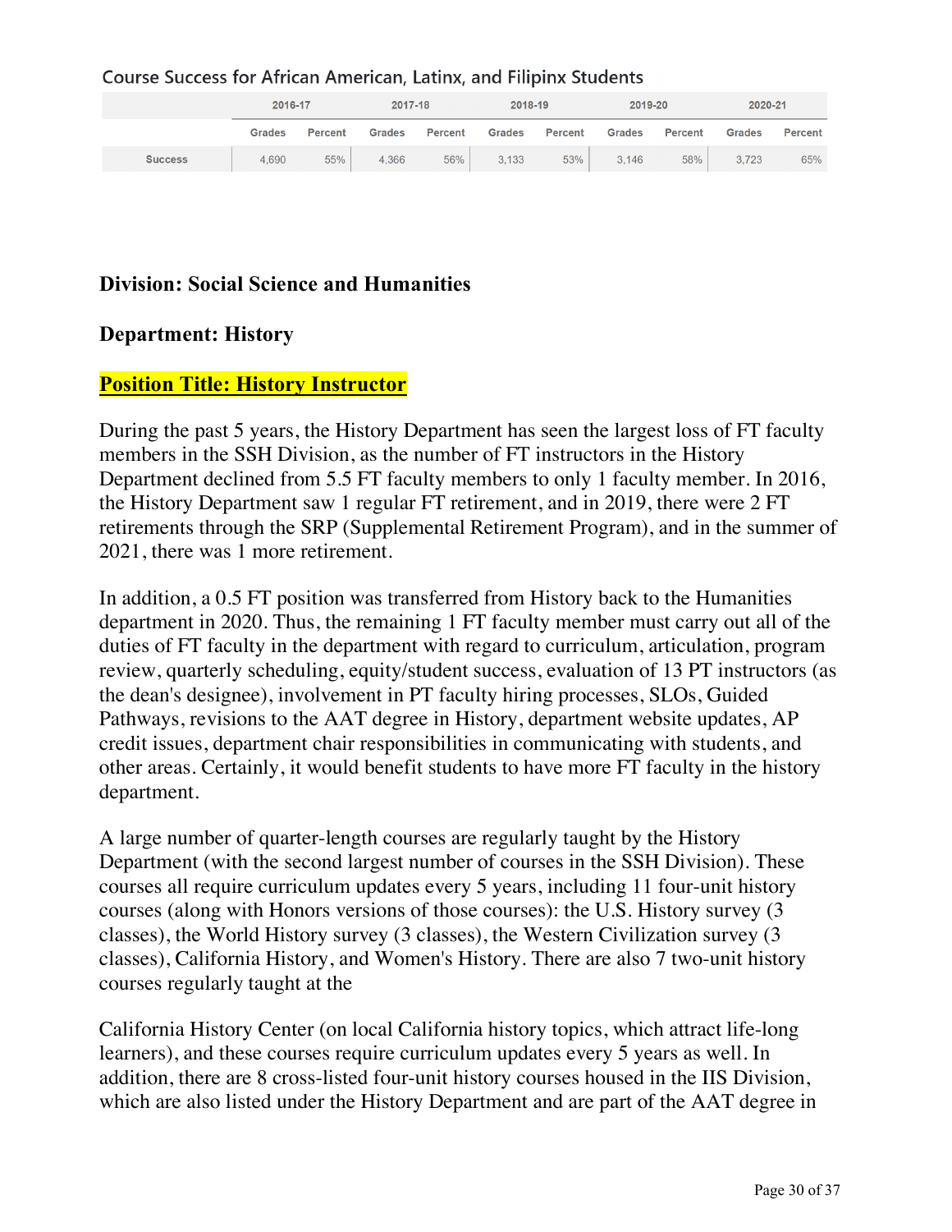### Course Success for African American, Latinx, and Filipinx Students

| | 2016-17 | | 2017-18 | | 2018-19 | | 2019-20 | | 2020-21 | |
|---|---|---|---|---|---|---|---|---|---|---|
| | Grades | Percent | Grades | Percent | Grades | Percent | Grades | Percent | Grades | Percent |
| Success | 4,690 | 55% | 4,366 | 56% | 3,133 | 53% | 3,146 | 58% | 3,723 | 65% |

**Division: Social Science and Humanities**

**Department: History**

**Position Title: History Instructor**

During the past 5 years, the History Department has seen the largest loss of FT faculty members in the SSH Division, as the number of FT instructors in the History Department declined from 5.5 FT faculty members to only 1 faculty member. In 2016, the History Department saw 1 regular FT retirement, and in 2019, there were 2 FT retirements through the SRP (Supplemental Retirement Program), and in the summer of 2021, there was 1 more retirement.

In addition, a 0.5 FT position was transferred from History back to the Humanities department in 2020. Thus, the remaining 1 FT faculty member must carry out all of the duties of FT faculty in the department with regard to curriculum, articulation, program review, quarterly scheduling, equity/student success, evaluation of 13 PT instructors (as the dean's designee), involvement in PT faculty hiring processes, SLOs, Guided Pathways, revisions to the AAT degree in History, department website updates, AP credit issues, department chair responsibilities in communicating with students, and other areas. Certainly, it would benefit students to have more FT faculty in the history department.

A large number of quarter-length courses are regularly taught by the History Department (with the second largest number of courses in the SSH Division). These courses all require curriculum updates every 5 years, including 11 four-unit history courses (along with Honors versions of those courses): the U.S. History survey (3 classes), the World History survey (3 classes), the Western Civilization survey (3 classes), California History, and Women's History. There are also 7 two-unit history courses regularly taught at the

California History Center (on local California history topics, which attract life-long learners), and these courses require curriculum updates every 5 years as well. In addition, there are 8 cross-listed four-unit history courses housed in the IIS Division, which are also listed under the History Department and are part of the AAT degree in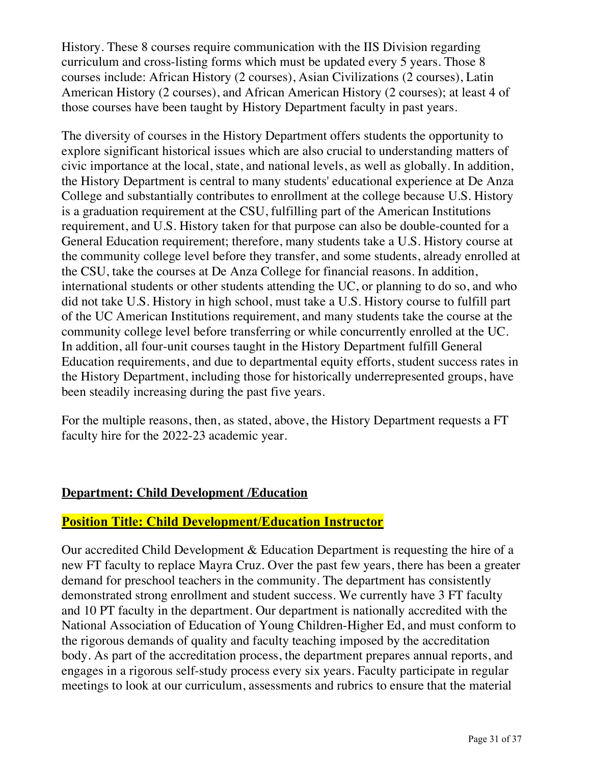History. These 8 courses require communication with the IIS Division regarding curriculum and cross-listing forms which must be updated every 5 years. Those 8 courses include: African History (2 courses), Asian Civilizations (2 courses), Latin American History (2 courses), and African American History (2 courses); at least 4 of those courses have been taught by History Department faculty in past years.

The diversity of courses in the History Department offers students the opportunity to explore significant historical issues which are also crucial to understanding matters of civic importance at the local, state, and national levels, as well as globally. In addition, the History Department is central to many students' educational experience at De Anza College and substantially contributes to enrollment at the college because U.S. History is a graduation requirement at the CSU, fulfilling part of the American Institutions requirement, and U.S. History taken for that purpose can also be double-counted for a General Education requirement; therefore, many students take a U.S. History course at the community college level before they transfer, and some students, already enrolled at the CSU, take the courses at De Anza College for financial reasons. In addition, international students or other students attending the UC, or planning to do so, and who did not take U.S. History in high school, must take a U.S. History course to fulfill part of the UC American Institutions requirement, and many students take the course at the community college level before transferring or while concurrently enrolled at the UC. In addition, all four-unit courses taught in the History Department fulfill General Education requirements, and due to departmental equity efforts, student success rates in the History Department, including those for historically underrepresented groups, have been steadily increasing during the past five years.

For the multiple reasons, then, as stated, above, the History Department requests a FT faculty hire for the 2022-23 academic year.

**Department: Child Development /Education**

**Position Title: Child Development/Education Instructor**

Our accredited Child Development & Education Department is requesting the hire of a new FT faculty to replace Mayra Cruz. Over the past few years, there has been a greater demand for preschool teachers in the community. The department has consistently demonstrated strong enrollment and student success. We currently have 3 FT faculty and 10 PT faculty in the department. Our department is nationally accredited with the National Association of Education of Young Children-Higher Ed, and must conform to the rigorous demands of quality and faculty teaching imposed by the accreditation body. As part of the accreditation process, the department prepares annual reports, and engages in a rigorous self-study process every six years. Faculty participate in regular meetings to look at our curriculum, assessments and rubrics to ensure that the material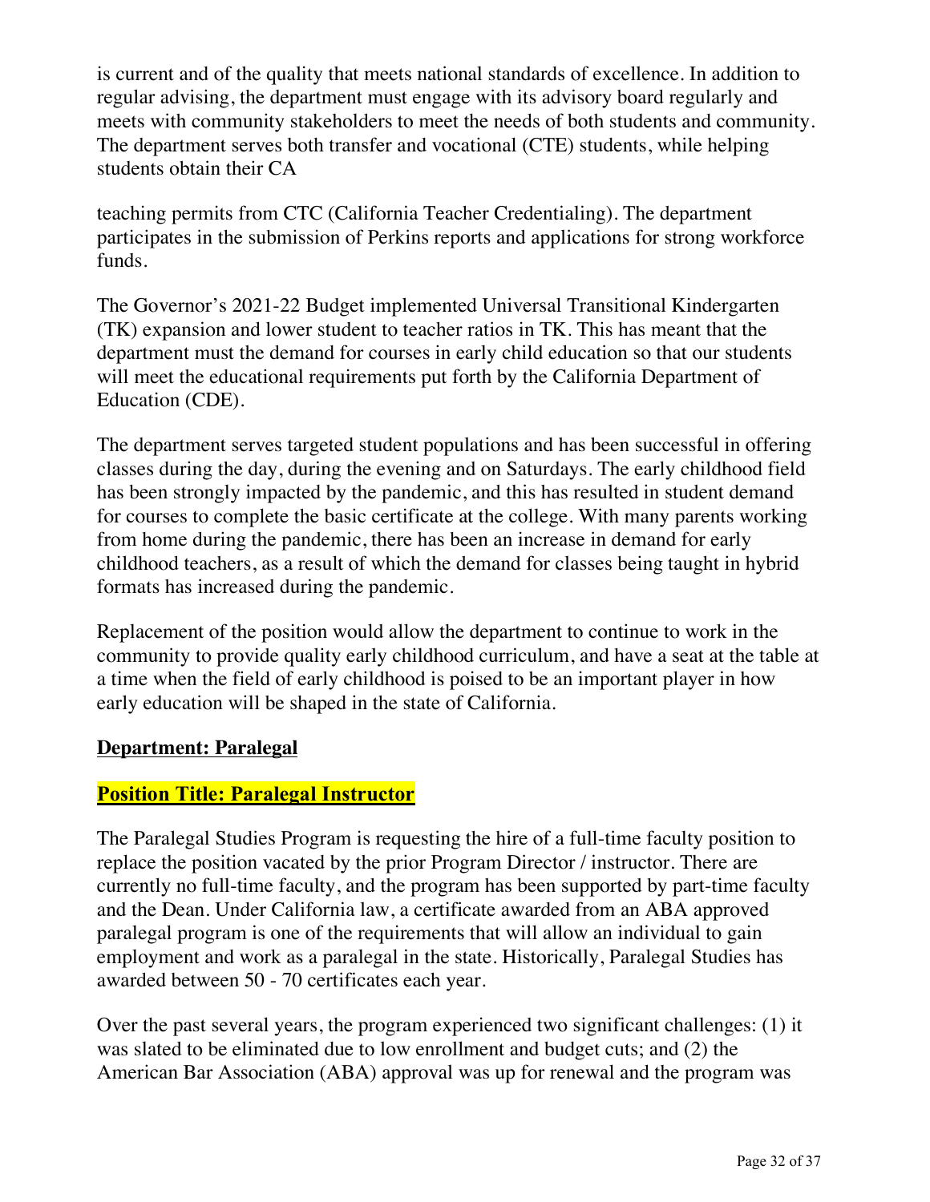is current and of the quality that meets national standards of excellence. In addition to regular advising, the department must engage with its advisory board regularly and meets with community stakeholders to meet the needs of both students and community. The department serves both transfer and vocational (CTE) students, while helping students obtain their CA

teaching permits from CTC (California Teacher Credentialing). The department participates in the submission of Perkins reports and applications for strong workforce funds.

The Governor's 2021-22 Budget implemented Universal Transitional Kindergarten (TK) expansion and lower student to teacher ratios in TK. This has meant that the department must the demand for courses in early child education so that our students will meet the educational requirements put forth by the California Department of Education (CDE).

The department serves targeted student populations and has been successful in offering classes during the day, during the evening and on Saturdays. The early childhood field has been strongly impacted by the pandemic, and this has resulted in student demand for courses to complete the basic certificate at the college. With many parents working from home during the pandemic, there has been an increase in demand for early childhood teachers, as a result of which the demand for classes being taught in hybrid formats has increased during the pandemic.

Replacement of the position would allow the department to continue to work in the community to provide quality early childhood curriculum, and have a seat at the table at a time when the field of early childhood is poised to be an important player in how early education will be shaped in the state of California.

**Department: Paralegal**

**Position Title: Paralegal Instructor**

The Paralegal Studies Program is requesting the hire of a full-time faculty position to replace the position vacated by the prior Program Director / instructor. There are currently no full-time faculty, and the program has been supported by part-time faculty and the Dean. Under California law, a certificate awarded from an ABA approved paralegal program is one of the requirements that will allow an individual to gain employment and work as a paralegal in the state. Historically, Paralegal Studies has awarded between 50 - 70 certificates each year.

Over the past several years, the program experienced two significant challenges: (1) it was slated to be eliminated due to low enrollment and budget cuts; and (2) the American Bar Association (ABA) approval was up for renewal and the program was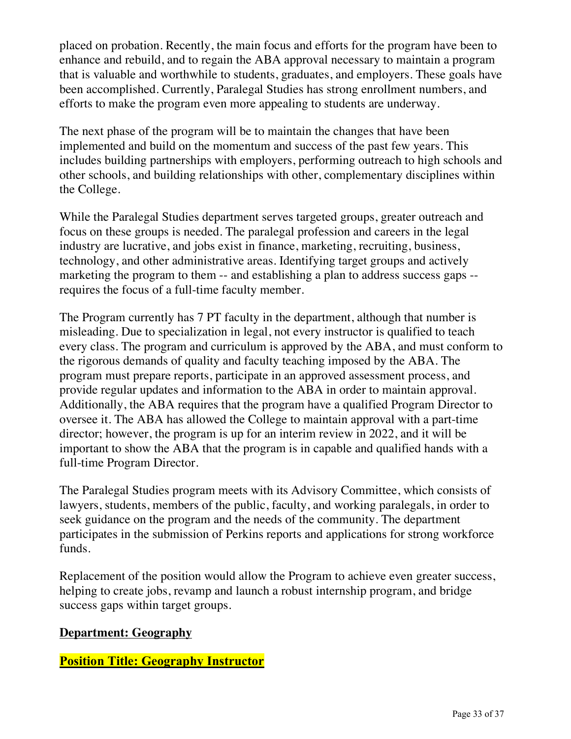placed on probation. Recently, the main focus and efforts for the program have been to enhance and rebuild, and to regain the ABA approval necessary to maintain a program that is valuable and worthwhile to students, graduates, and employers. These goals have been accomplished. Currently, Paralegal Studies has strong enrollment numbers, and efforts to make the program even more appealing to students are underway.

The next phase of the program will be to maintain the changes that have been implemented and build on the momentum and success of the past few years. This includes building partnerships with employers, performing outreach to high schools and other schools, and building relationships with other, complementary disciplines within the College.

While the Paralegal Studies department serves targeted groups, greater outreach and focus on these groups is needed. The paralegal profession and careers in the legal industry are lucrative, and jobs exist in finance, marketing, recruiting, business, technology, and other administrative areas. Identifying target groups and actively marketing the program to them -- and establishing a plan to address success gaps -- requires the focus of a full-time faculty member.

The Program currently has 7 PT faculty in the department, although that number is misleading. Due to specialization in legal, not every instructor is qualified to teach every class. The program and curriculum is approved by the ABA, and must conform to the rigorous demands of quality and faculty teaching imposed by the ABA. The program must prepare reports, participate in an approved assessment process, and provide regular updates and information to the ABA in order to maintain approval. Additionally, the ABA requires that the program have a qualified Program Director to oversee it. The ABA has allowed the College to maintain approval with a part-time director; however, the program is up for an interim review in 2022, and it will be important to show the ABA that the program is in capable and qualified hands with a full-time Program Director.

The Paralegal Studies program meets with its Advisory Committee, which consists of lawyers, students, members of the public, faculty, and working paralegals, in order to seek guidance on the program and the needs of the community. The department participates in the submission of Perkins reports and applications for strong workforce funds.

Replacement of the position would allow the Program to achieve even greater success, helping to create jobs, revamp and launch a robust internship program, and bridge success gaps within target groups.

**Department: Geography**

**Position Title: Geography Instructor**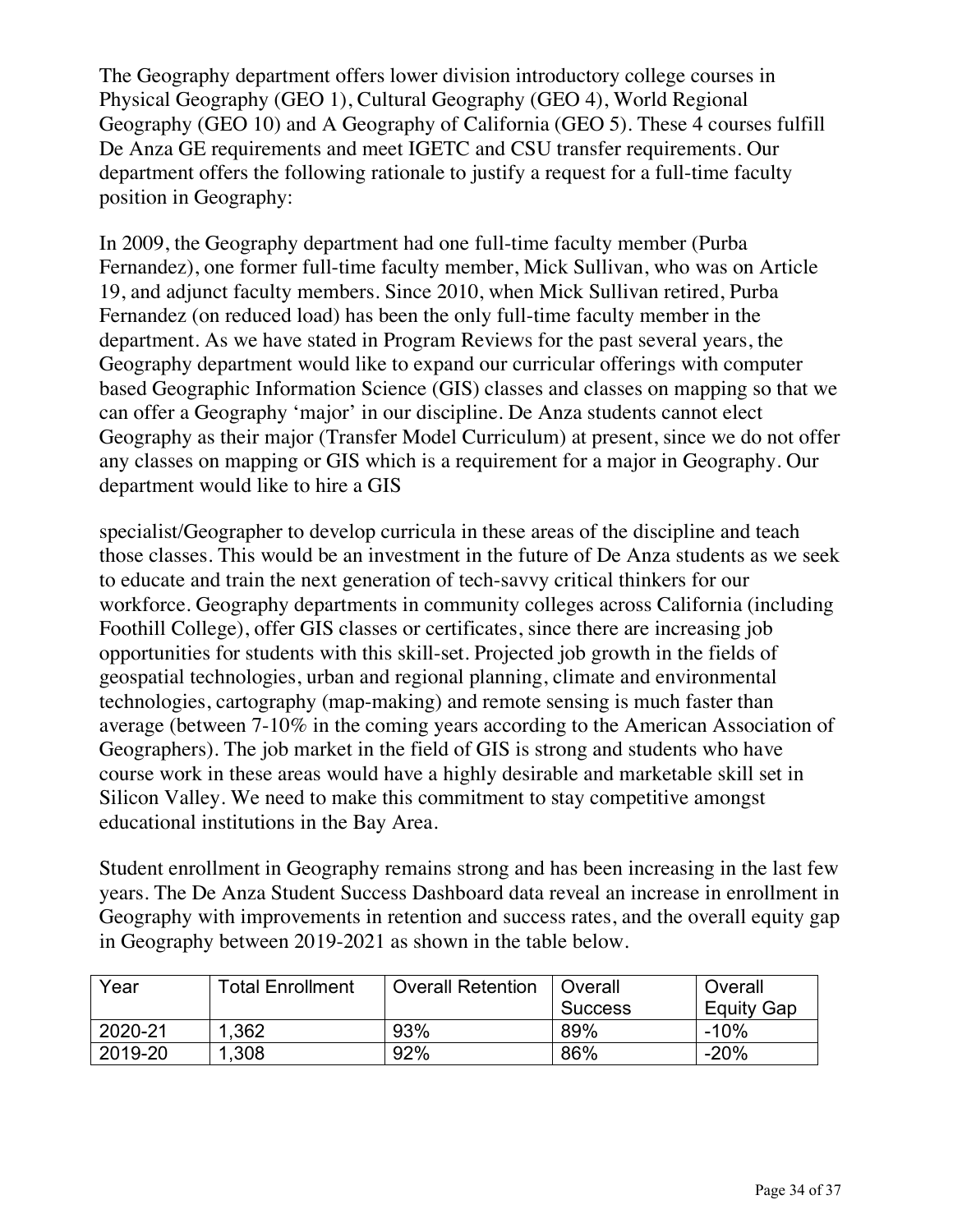The Geography department offers lower division introductory college courses in Physical Geography (GEO 1), Cultural Geography (GEO 4), World Regional Geography (GEO 10) and A Geography of California (GEO 5). These 4 courses fulfill De Anza GE requirements and meet IGETC and CSU transfer requirements. Our department offers the following rationale to justify a request for a full-time faculty position in Geography:

In 2009, the Geography department had one full-time faculty member (Purba Fernandez), one former full-time faculty member, Mick Sullivan, who was on Article 19, and adjunct faculty members. Since 2010, when Mick Sullivan retired, Purba Fernandez (on reduced load) has been the only full-time faculty member in the department. As we have stated in Program Reviews for the past several years, the Geography department would like to expand our curricular offerings with computer based Geographic Information Science (GIS) classes and classes on mapping so that we can offer a Geography 'major' in our discipline. De Anza students cannot elect Geography as their major (Transfer Model Curriculum) at present, since we do not offer any classes on mapping or GIS which is a requirement for a major in Geography. Our department would like to hire a GIS specialist/Geographer to develop curricula in these areas of the discipline and teach those classes. This would be an investment in the future of De Anza students as we seek to educate and train the next generation of tech-savvy critical thinkers for our workforce. Geography departments in community colleges across California (including Foothill College), offer GIS classes or certificates, since there are increasing job opportunities for students with this skill-set. Projected job growth in the fields of geospatial technologies, urban and regional planning, climate and environmental technologies, cartography (map-making) and remote sensing is much faster than average (between 7-10% in the coming years according to the American Association of Geographers). The job market in the field of GIS is strong and students who have course work in these areas would have a highly desirable and marketable skill set in Silicon Valley. We need to make this commitment to stay competitive amongst educational institutions in the Bay Area.

Student enrollment in Geography remains strong and has been increasing in the last few years. The De Anza Student Success Dashboard data reveal an increase in enrollment in Geography with improvements in retention and success rates, and the overall equity gap in Geography between 2019-2021 as shown in the table below.

| Year | Total Enrollment | Overall Retention | Overall Success | Overall Equity Gap |
|---|---|---|---|---|
| 2020-21 | 1,362 | 93% | 89% | -10% |
| 2019-20 | 1,308 | 92% | 86% | -20% |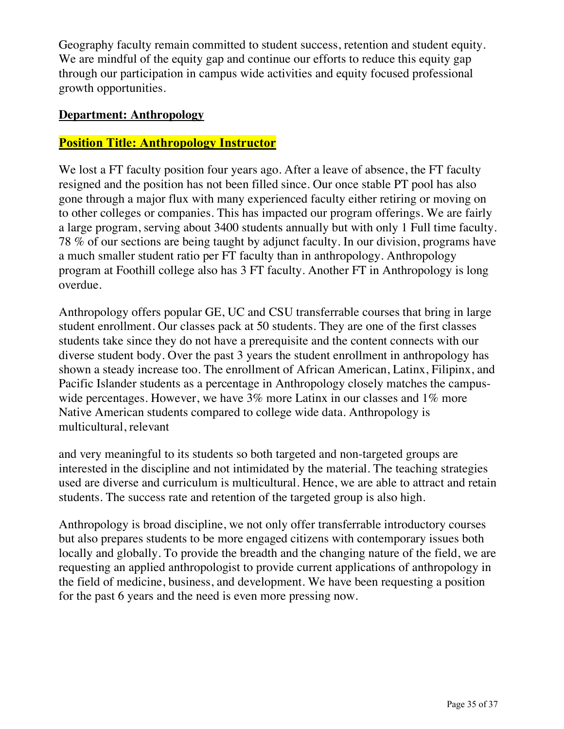Geography faculty remain committed to student success, retention and student equity. We are mindful of the equity gap and continue our efforts to reduce this equity gap through our participation in campus wide activities and equity focused professional growth opportunities.

**Department: Anthropology**

**Position Title: Anthropology Instructor**

We lost a FT faculty position four years ago. After a leave of absence, the FT faculty resigned and the position has not been filled since. Our once stable PT pool has also gone through a major flux with many experienced faculty either retiring or moving on to other colleges or companies. This has impacted our program offerings. We are fairly a large program, serving about 3400 students annually but with only 1 Full time faculty. 78 % of our sections are being taught by adjunct faculty. In our division, programs have a much smaller student ratio per FT faculty than in anthropology. Anthropology program at Foothill college also has 3 FT faculty. Another FT in Anthropology is long overdue.

Anthropology offers popular GE, UC and CSU transferrable courses that bring in large student enrollment. Our classes pack at 50 students. They are one of the first classes students take since they do not have a prerequisite and the content connects with our diverse student body. Over the past 3 years the student enrollment in anthropology has shown a steady increase too. The enrollment of African American, Latinx, Filipinx, and Pacific Islander students as a percentage in Anthropology closely matches the campus-wide percentages. However, we have 3% more Latinx in our classes and 1% more Native American students compared to college wide data. Anthropology is multicultural, relevant and very meaningful to its students so both targeted and non-targeted groups are interested in the discipline and not intimidated by the material. The teaching strategies used are diverse and curriculum is multicultural. Hence, we are able to attract and retain students. The success rate and retention of the targeted group is also high.

Anthropology is broad discipline, we not only offer transferrable introductory courses but also prepares students to be more engaged citizens with contemporary issues both locally and globally. To provide the breadth and the changing nature of the field, we are requesting an applied anthropologist to provide current applications of anthropology in the field of medicine, business, and development. We have been requesting a position for the past 6 years and the need is even more pressing now.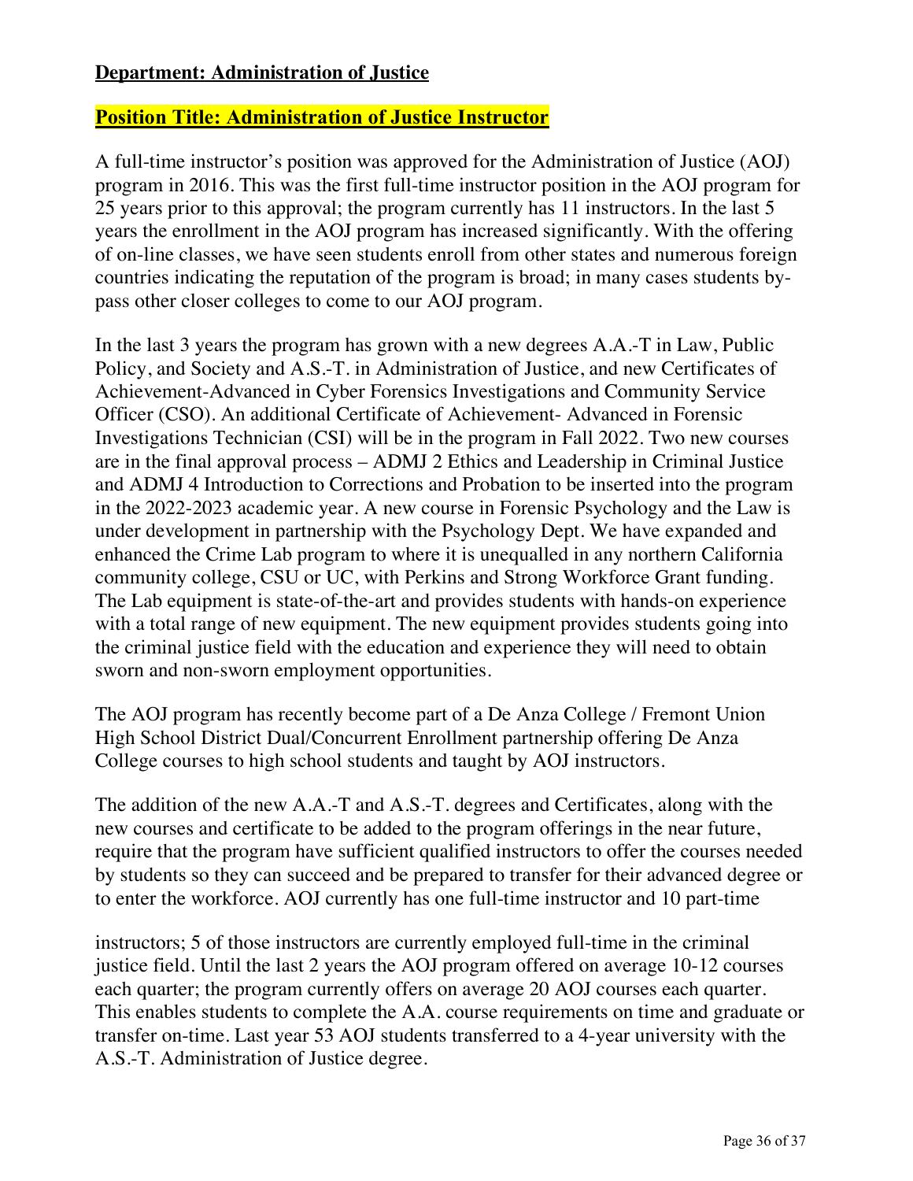**Department: Administration of Justice**

**Position Title: Administration of Justice Instructor**

A full-time instructor's position was approved for the Administration of Justice (AOJ) program in 2016. This was the first full-time instructor position in the AOJ program for 25 years prior to this approval; the program currently has 11 instructors. In the last 5 years the enrollment in the AOJ program has increased significantly. With the offering of on-line classes, we have seen students enroll from other states and numerous foreign countries indicating the reputation of the program is broad; in many cases students by-pass other closer colleges to come to our AOJ program.

In the last 3 years the program has grown with a new degrees A.A.-T in Law, Public Policy, and Society and A.S.-T. in Administration of Justice, and new Certificates of Achievement-Advanced in Cyber Forensics Investigations and Community Service Officer (CSO). An additional Certificate of Achievement- Advanced in Forensic Investigations Technician (CSI) will be in the program in Fall 2022. Two new courses are in the final approval process – ADMJ 2 Ethics and Leadership in Criminal Justice and ADMJ 4 Introduction to Corrections and Probation to be inserted into the program in the 2022-2023 academic year. A new course in Forensic Psychology and the Law is under development in partnership with the Psychology Dept. We have expanded and enhanced the Crime Lab program to where it is unequalled in any northern California community college, CSU or UC, with Perkins and Strong Workforce Grant funding. The Lab equipment is state-of-the-art and provides students with hands-on experience with a total range of new equipment. The new equipment provides students going into the criminal justice field with the education and experience they will need to obtain sworn and non-sworn employment opportunities.

The AOJ program has recently become part of a De Anza College / Fremont Union High School District Dual/Concurrent Enrollment partnership offering De Anza College courses to high school students and taught by AOJ instructors.

The addition of the new A.A.-T and A.S.-T. degrees and Certificates, along with the new courses and certificate to be added to the program offerings in the near future, require that the program have sufficient qualified instructors to offer the courses needed by students so they can succeed and be prepared to transfer for their advanced degree or to enter the workforce. AOJ currently has one full-time instructor and 10 part-time instructors; 5 of those instructors are currently employed full-time in the criminal justice field. Until the last 2 years the AOJ program offered on average 10-12 courses each quarter; the program currently offers on average 20 AOJ courses each quarter. This enables students to complete the A.A. course requirements on time and graduate or transfer on-time. Last year 53 AOJ students transferred to a 4-year university with the A.S.-T. Administration of Justice degree.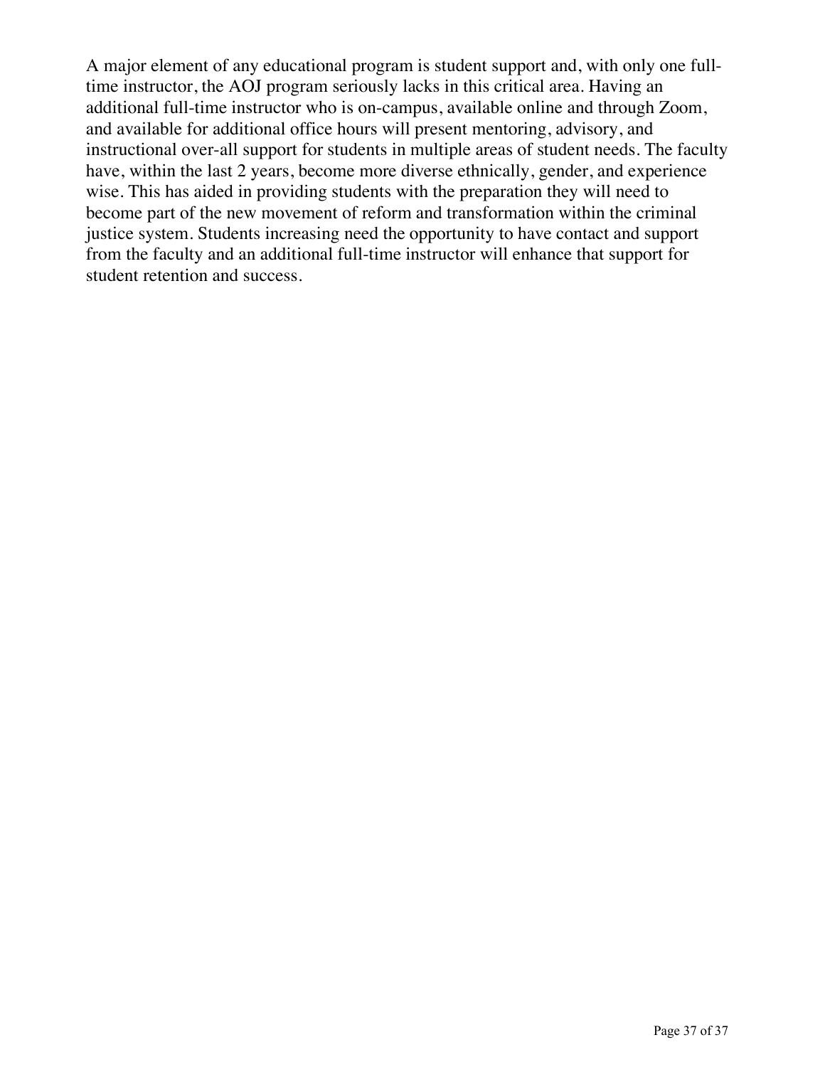A major element of any educational program is student support and, with only one full-time instructor, the AOJ program seriously lacks in this critical area. Having an additional full-time instructor who is on-campus, available online and through Zoom, and available for additional office hours will present mentoring, advisory, and instructional over-all support for students in multiple areas of student needs. The faculty have, within the last 2 years, become more diverse ethnically, gender, and experience wise. This has aided in providing students with the preparation they will need to become part of the new movement of reform and transformation within the criminal justice system. Students increasing need the opportunity to have contact and support from the faculty and an additional full-time instructor will enhance that support for student retention and success.